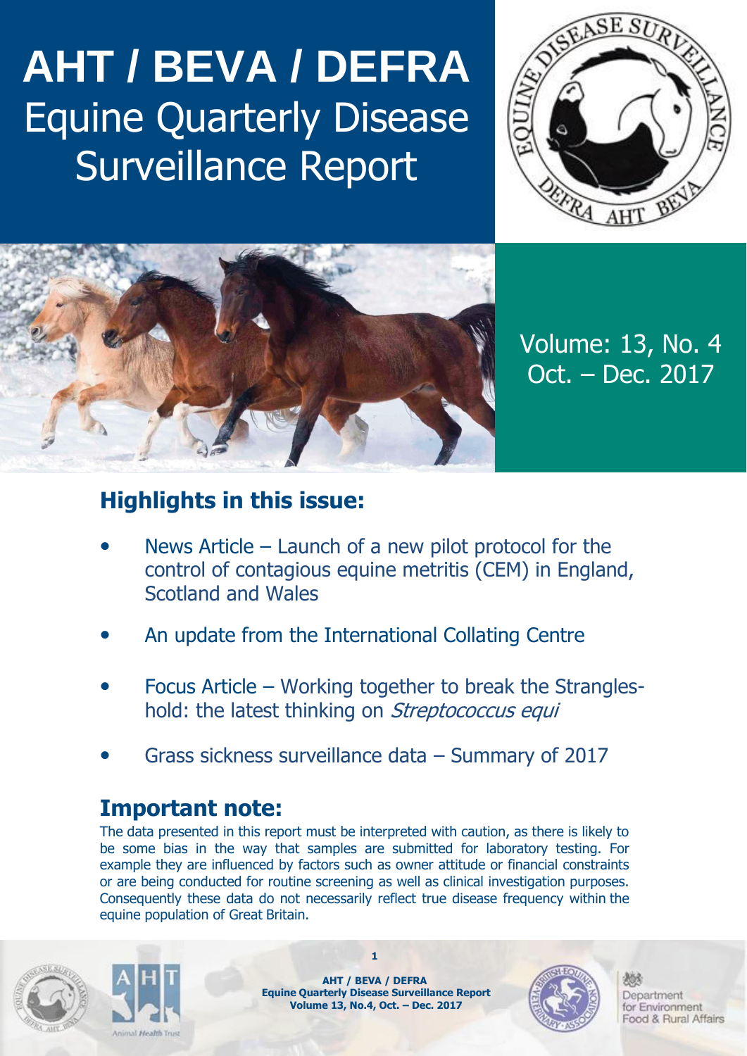# AHT / BEVA / DEFRA Equine Quarterly Disease Surveillance Report

Volume: 13, No. 4
Oct. – Dec. 2017

## Highlights in this issue:

- News Article – Launch of a new pilot protocol for the control of contagious equine metritis (CEM) in England, Scotland and Wales
- An update from the International Collating Centre
- Focus Article – Working together to break the Strangles-hold: the latest thinking on *Streptococcus equi*
- Grass sickness surveillance data – Summary of 2017

## Important note:

The data presented in this report must be interpreted with caution, as there is likely to be some bias in the way that samples are submitted for laboratory testing. For example they are influenced by factors such as owner attitude or financial constraints or are being conducted for routine screening as well as clinical investigation purposes. Consequently these data do not necessarily reflect true disease frequency within the equine population of Great Britain.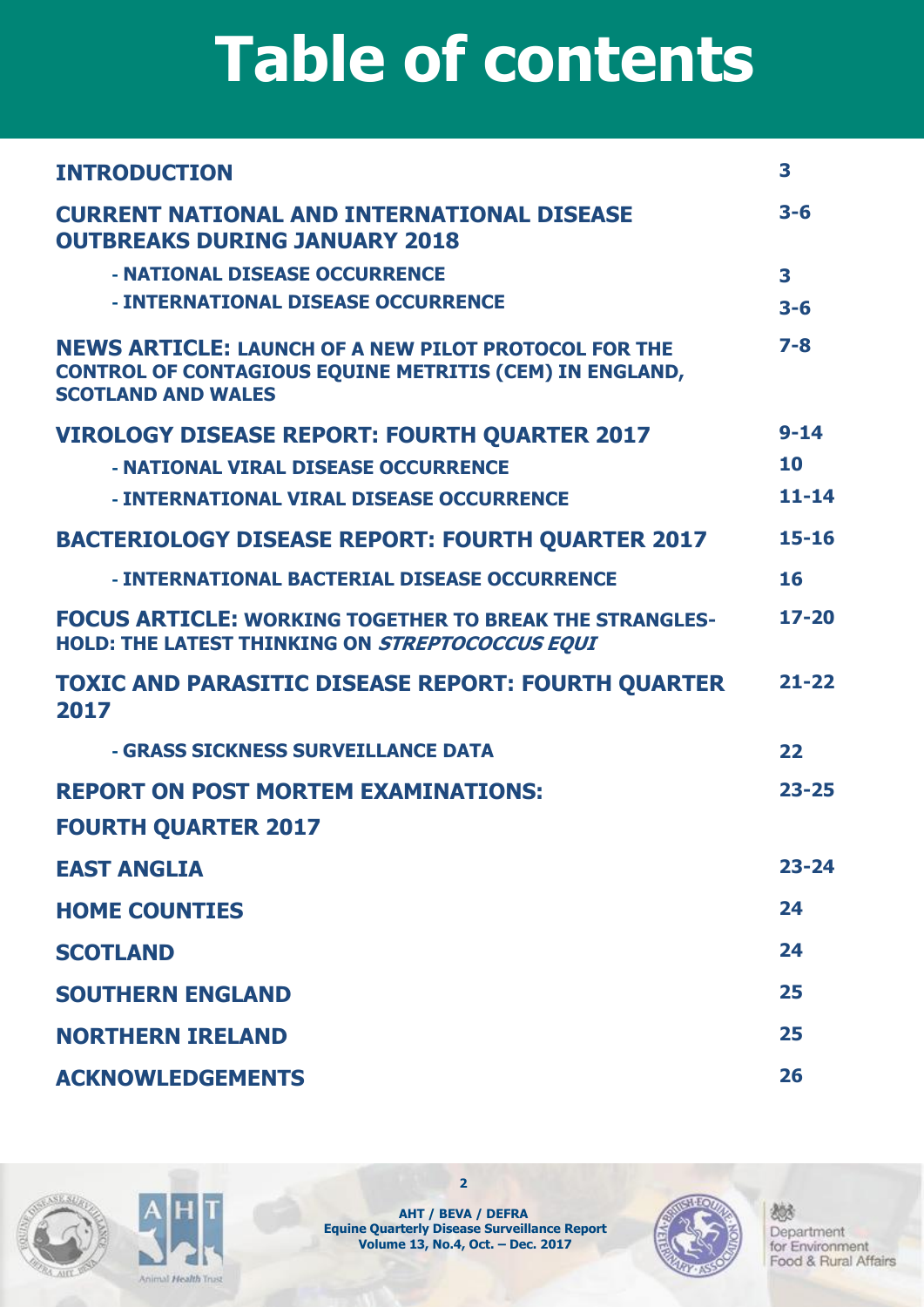# Table of contents

| | |
|---|---|
| **INTRODUCTION** | **3** |
| **CURRENT NATIONAL AND INTERNATIONAL DISEASE OUTBREAKS DURING JANUARY 2018** | **3-6** |
| - NATIONAL DISEASE OCCURRENCE | **3** |
| - INTERNATIONAL DISEASE OCCURRENCE | **3-6** |
| **NEWS ARTICLE: LAUNCH OF A NEW PILOT PROTOCOL FOR THE CONTROL OF CONTAGIOUS EQUINE METRITIS (CEM) IN ENGLAND, SCOTLAND AND WALES** | **7-8** |
| **VIROLOGY DISEASE REPORT: FOURTH QUARTER 2017** | **9-14** |
| - NATIONAL VIRAL DISEASE OCCURRENCE | **10** |
| - INTERNATIONAL VIRAL DISEASE OCCURRENCE | **11-14** |
| **BACTERIOLOGY DISEASE REPORT: FOURTH QUARTER 2017** | **15-16** |
| - INTERNATIONAL BACTERIAL DISEASE OCCURRENCE | **16** |
| **FOCUS ARTICLE: WORKING TOGETHER TO BREAK THE STRANGLES-HOLD: THE LATEST THINKING ON *STREPTOCOCCUS EQUI*** | **17-20** |
| **TOXIC AND PARASITIC DISEASE REPORT: FOURTH QUARTER 2017** | **21-22** |
| - GRASS SICKNESS SURVEILLANCE DATA | **22** |
| **REPORT ON POST MORTEM EXAMINATIONS: FOURTH QUARTER 2017** | **23-25** |
| **EAST ANGLIA** | **23-24** |
| **HOME COUNTIES** | **24** |
| **SCOTLAND** | **24** |
| **SOUTHERN ENGLAND** | **25** |
| **NORTHERN IRELAND** | **25** |
| **ACKNOWLEDGEMENTS** | **26** |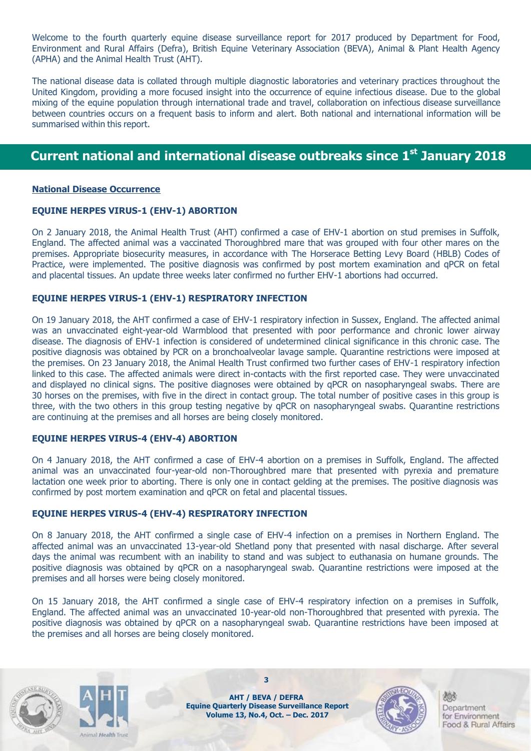Welcome to the fourth quarterly equine disease surveillance report for 2017 produced by Department for Food, Environment and Rural Affairs (Defra), British Equine Veterinary Association (BEVA), Animal & Plant Health Agency (APHA) and the Animal Health Trust (AHT).

The national disease data is collated through multiple diagnostic laboratories and veterinary practices throughout the United Kingdom, providing a more focused insight into the occurrence of equine infectious disease. Due to the global mixing of the equine population through international trade and travel, collaboration on infectious disease surveillance between countries occurs on a frequent basis to inform and alert. Both national and international information will be summarised within this report.

# Current national and international disease outbreaks since 1st January 2018

## National Disease Occurrence

### EQUINE HERPES VIRUS-1 (EHV-1) ABORTION

On 2 January 2018, the Animal Health Trust (AHT) confirmed a case of EHV-1 abortion on stud premises in Suffolk, England. The affected animal was a vaccinated Thoroughbred mare that was grouped with four other mares on the premises. Appropriate biosecurity measures, in accordance with The Horserace Betting Levy Board (HBLB) Codes of Practice, were implemented. The positive diagnosis was confirmed by post mortem examination and qPCR on fetal and placental tissues. An update three weeks later confirmed no further EHV-1 abortions had occurred.

### EQUINE HERPES VIRUS-1 (EHV-1) RESPIRATORY INFECTION

On 19 January 2018, the AHT confirmed a case of EHV-1 respiratory infection in Sussex, England. The affected animal was an unvaccinated eight-year-old Warmblood that presented with poor performance and chronic lower airway disease. The diagnosis of EHV-1 infection is considered of undetermined clinical significance in this chronic case. The positive diagnosis was obtained by PCR on a bronchoalveolar lavage sample. Quarantine restrictions were imposed at the premises. On 23 January 2018, the Animal Health Trust confirmed two further cases of EHV-1 respiratory infection linked to this case. The affected animals were direct in-contacts with the first reported case. They were unvaccinated and displayed no clinical signs. The positive diagnoses were obtained by qPCR on nasopharyngeal swabs. There are 30 horses on the premises, with five in the direct in contact group. The total number of positive cases in this group is three, with the two others in this group testing negative by qPCR on nasopharyngeal swabs. Quarantine restrictions are continuing at the premises and all horses are being closely monitored.

### EQUINE HERPES VIRUS-4 (EHV-4) ABORTION

On 4 January 2018, the AHT confirmed a case of EHV-4 abortion on a premises in Suffolk, England. The affected animal was an unvaccinated four-year-old non-Thoroughbred mare that presented with pyrexia and premature lactation one week prior to aborting. There is only one in contact gelding at the premises. The positive diagnosis was confirmed by post mortem examination and qPCR on fetal and placental tissues.

### EQUINE HERPES VIRUS-4 (EHV-4) RESPIRATORY INFECTION

On 8 January 2018, the AHT confirmed a single case of EHV-4 infection on a premises in Northern England. The affected animal was an unvaccinated 13-year-old Shetland pony that presented with nasal discharge. After several days the animal was recumbent with an inability to stand and was subject to euthanasia on humane grounds. The positive diagnosis was obtained by qPCR on a nasopharyngeal swab. Quarantine restrictions were imposed at the premises and all horses were being closely monitored.

On 15 January 2018, the AHT confirmed a single case of EHV-4 respiratory infection on a premises in Suffolk, England. The affected animal was an unvaccinated 10-year-old non-Thoroughbred that presented with pyrexia. The positive diagnosis was obtained by qPCR on a nasopharyngeal swab. Quarantine restrictions have been imposed at the premises and all horses are being closely monitored.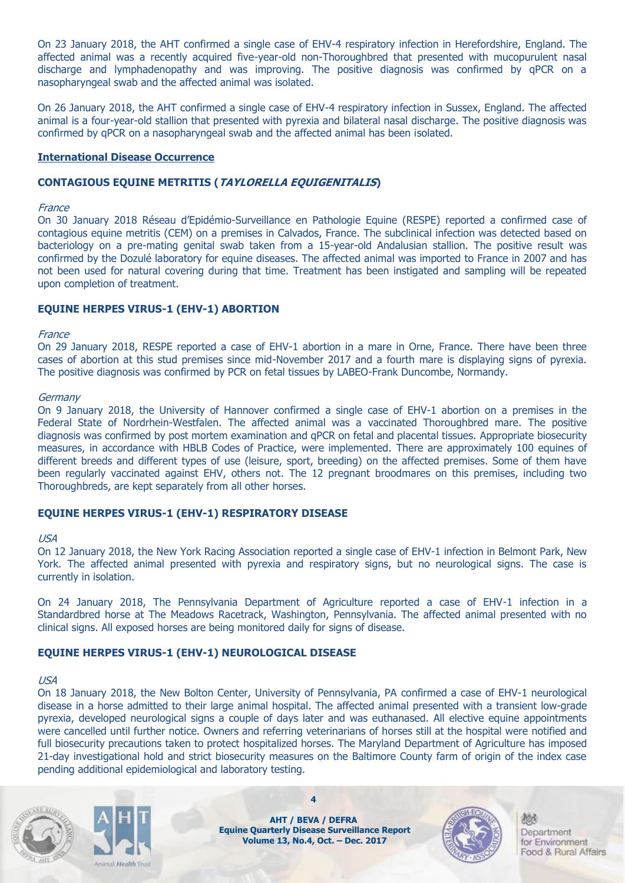On 23 January 2018, the AHT confirmed a single case of EHV-4 respiratory infection in Herefordshire, England. The affected animal was a recently acquired five-year-old non-Thoroughbred that presented with mucopurulent nasal discharge and lymphadenopathy and was improving. The positive diagnosis was confirmed by qPCR on a nasopharyngeal swab and the affected animal was isolated.

On 26 January 2018, the AHT confirmed a single case of EHV-4 respiratory infection in Sussex, England. The affected animal is a four-year-old stallion that presented with pyrexia and bilateral nasal discharge. The positive diagnosis was confirmed by qPCR on a nasopharyngeal swab and the affected animal has been isolated.

## International Disease Occurrence

### CONTAGIOUS EQUINE METRITIS (*TAYLORELLA EQUIGENITALIS*)

*France*

On 30 January 2018 Réseau d'Epidémio-Surveillance en Pathologie Equine (RESPE) reported a confirmed case of contagious equine metritis (CEM) on a premises in Calvados, France. The subclinical infection was detected based on bacteriology on a pre-mating genital swab taken from a 15-year-old Andalusian stallion. The positive result was confirmed by the Dozulé laboratory for equine diseases. The affected animal was imported to France in 2007 and has not been used for natural covering during that time. Treatment has been instigated and sampling will be repeated upon completion of treatment.

### EQUINE HERPES VIRUS-1 (EHV-1) ABORTION

*France*

On 29 January 2018, RESPE reported a case of EHV-1 abortion in a mare in Orne, France. There have been three cases of abortion at this stud premises since mid-November 2017 and a fourth mare is displaying signs of pyrexia. The positive diagnosis was confirmed by PCR on fetal tissues by LABEO-Frank Duncombe, Normandy.

*Germany*

On 9 January 2018, the University of Hannover confirmed a single case of EHV-1 abortion on a premises in the Federal State of Nordrhein-Westfalen. The affected animal was a vaccinated Thoroughbred mare. The positive diagnosis was confirmed by post mortem examination and qPCR on fetal and placental tissues. Appropriate biosecurity measures, in accordance with HBLB Codes of Practice, were implemented. There are approximately 100 equines of different breeds and different types of use (leisure, sport, breeding) on the affected premises. Some of them have been regularly vaccinated against EHV, others not. The 12 pregnant broodmares on this premises, including two Thoroughbreds, are kept separately from all other horses.

### EQUINE HERPES VIRUS-1 (EHV-1) RESPIRATORY DISEASE

*USA*

On 12 January 2018, the New York Racing Association reported a single case of EHV-1 infection in Belmont Park, New York. The affected animal presented with pyrexia and respiratory signs, but no neurological signs. The case is currently in isolation.

On 24 January 2018, The Pennsylvania Department of Agriculture reported a case of EHV-1 infection in a Standardbred horse at The Meadows Racetrack, Washington, Pennsylvania. The affected animal presented with no clinical signs. All exposed horses are being monitored daily for signs of disease.

### EQUINE HERPES VIRUS-1 (EHV-1) NEUROLOGICAL DISEASE

*USA*

On 18 January 2018, the New Bolton Center, University of Pennsylvania, PA confirmed a case of EHV-1 neurological disease in a horse admitted to their large animal hospital. The affected animal presented with a transient low-grade pyrexia, developed neurological signs a couple of days later and was euthanased. All elective equine appointments were cancelled until further notice. Owners and referring veterinarians of horses still at the hospital were notified and full biosecurity precautions taken to protect hospitalized horses. The Maryland Department of Agriculture has imposed 21-day investigational hold and strict biosecurity measures on the Baltimore County farm of origin of the index case pending additional epidemiological and laboratory testing.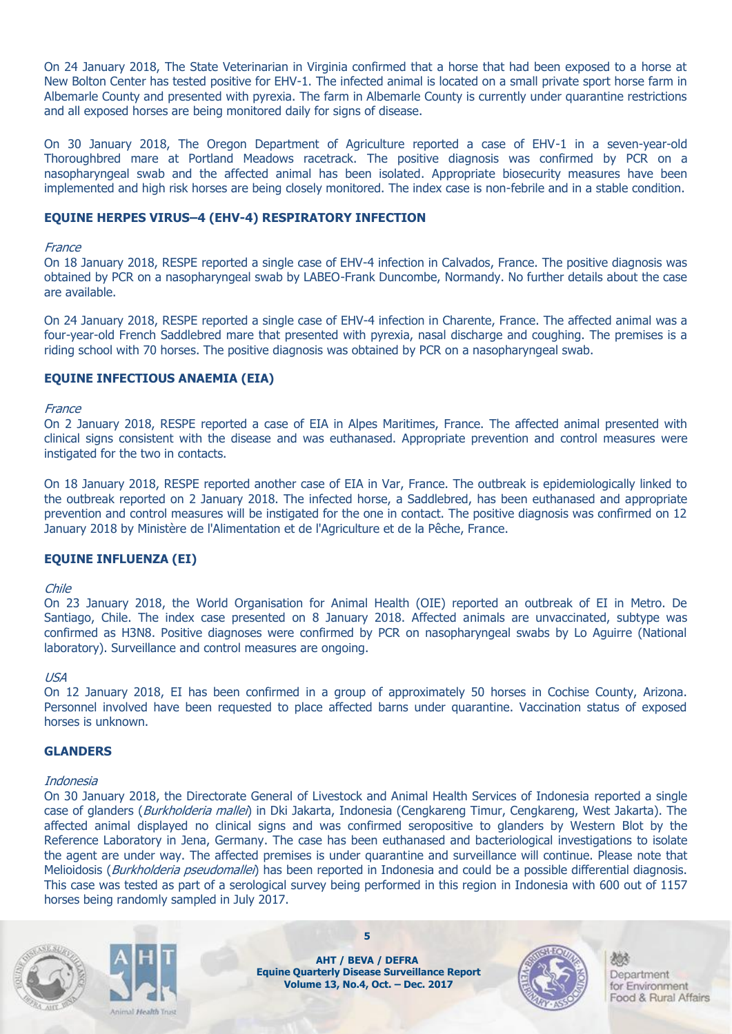On 24 January 2018, The State Veterinarian in Virginia confirmed that a horse that had been exposed to a horse at New Bolton Center has tested positive for EHV-1. The infected animal is located on a small private sport horse farm in Albemarle County and presented with pyrexia. The farm in Albemarle County is currently under quarantine restrictions and all exposed horses are being monitored daily for signs of disease.

On 30 January 2018, The Oregon Department of Agriculture reported a case of EHV-1 in a seven-year-old Thoroughbred mare at Portland Meadows racetrack. The positive diagnosis was confirmed by PCR on a nasopharyngeal swab and the affected animal has been isolated. Appropriate biosecurity measures have been implemented and high risk horses are being closely monitored. The index case is non-febrile and in a stable condition.

### EQUINE HERPES VIRUS–4 (EHV-4) RESPIRATORY INFECTION

*France*

On 18 January 2018, RESPE reported a single case of EHV-4 infection in Calvados, France. The positive diagnosis was obtained by PCR on a nasopharyngeal swab by LABEO-Frank Duncombe, Normandy. No further details about the case are available.

On 24 January 2018, RESPE reported a single case of EHV-4 infection in Charente, France. The affected animal was a four-year-old French Saddlebred mare that presented with pyrexia, nasal discharge and coughing. The premises is a riding school with 70 horses. The positive diagnosis was obtained by PCR on a nasopharyngeal swab.

### EQUINE INFECTIOUS ANAEMIA (EIA)

*France*

On 2 January 2018, RESPE reported a case of EIA in Alpes Maritimes, France. The affected animal presented with clinical signs consistent with the disease and was euthanased. Appropriate prevention and control measures were instigated for the two in contacts.

On 18 January 2018, RESPE reported another case of EIA in Var, France. The outbreak is epidemiologically linked to the outbreak reported on 2 January 2018. The infected horse, a Saddlebred, has been euthanased and appropriate prevention and control measures will be instigated for the one in contact. The positive diagnosis was confirmed on 12 January 2018 by Ministère de l'Alimentation et de l'Agriculture et de la Pêche, France.

### EQUINE INFLUENZA (EI)

*Chile*

On 23 January 2018, the World Organisation for Animal Health (OIE) reported an outbreak of EI in Metro. De Santiago, Chile. The index case presented on 8 January 2018. Affected animals are unvaccinated, subtype was confirmed as H3N8. Positive diagnoses were confirmed by PCR on nasopharyngeal swabs by Lo Aguirre (National laboratory). Surveillance and control measures are ongoing.

*USA*

On 12 January 2018, EI has been confirmed in a group of approximately 50 horses in Cochise County, Arizona. Personnel involved have been requested to place affected barns under quarantine. Vaccination status of exposed horses is unknown.

### GLANDERS

*Indonesia*

On 30 January 2018, the Directorate General of Livestock and Animal Health Services of Indonesia reported a single case of glanders (*Burkholderia mallei*) in Dki Jakarta, Indonesia (Cengkareng Timur, Cengkareng, West Jakarta). The affected animal displayed no clinical signs and was confirmed seropositive to glanders by Western Blot by the Reference Laboratory in Jena, Germany. The case has been euthanased and bacteriological investigations to isolate the agent are under way. The affected premises is under quarantine and surveillance will continue. Please note that Melioidosis (*Burkholderia pseudomallei*) has been reported in Indonesia and could be a possible differential diagnosis. This case was tested as part of a serological survey being performed in this region in Indonesia with 600 out of 1157 horses being randomly sampled in July 2017.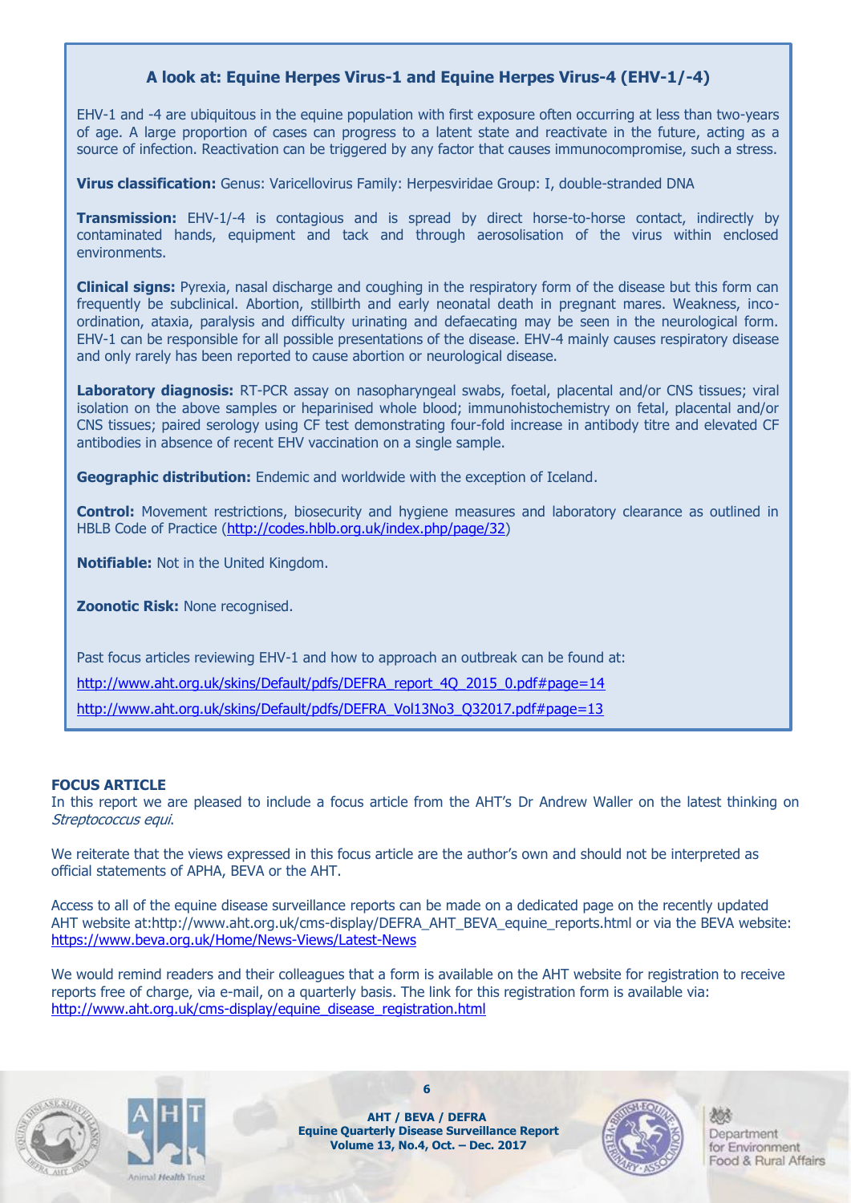### A look at: Equine Herpes Virus-1 and Equine Herpes Virus-4 (EHV-1/-4)

EHV-1 and -4 are ubiquitous in the equine population with first exposure often occurring at less than two-years of age. A large proportion of cases can progress to a latent state and reactivate in the future, acting as a source of infection. Reactivation can be triggered by any factor that causes immunocompromise, such a stress.

**Virus classification:** Genus: Varicellovirus Family: Herpesviridae Group: I, double-stranded DNA

**Transmission:** EHV-1/-4 is contagious and is spread by direct horse-to-horse contact, indirectly by contaminated hands, equipment and tack and through aerosolisation of the virus within enclosed environments.

**Clinical signs:** Pyrexia, nasal discharge and coughing in the respiratory form of the disease but this form can frequently be subclinical. Abortion, stillbirth and early neonatal death in pregnant mares. Weakness, inco-ordination, ataxia, paralysis and difficulty urinating and defaecating may be seen in the neurological form. EHV-1 can be responsible for all possible presentations of the disease. EHV-4 mainly causes respiratory disease and only rarely has been reported to cause abortion or neurological disease.

**Laboratory diagnosis:** RT-PCR assay on nasopharyngeal swabs, foetal, placental and/or CNS tissues; viral isolation on the above samples or heparinised whole blood; immunohistochemistry on fetal, placental and/or CNS tissues; paired serology using CF test demonstrating four-fold increase in antibody titre and elevated CF antibodies in absence of recent EHV vaccination on a single sample.

**Geographic distribution:** Endemic and worldwide with the exception of Iceland.

**Control:** Movement restrictions, biosecurity and hygiene measures and laboratory clearance as outlined in HBLB Code of Practice (http://codes.hblb.org.uk/index.php/page/32)

**Notifiable:** Not in the United Kingdom.

**Zoonotic Risk:** None recognised.

Past focus articles reviewing EHV-1 and how to approach an outbreak can be found at:

http://www.aht.org.uk/skins/Default/pdfs/DEFRA_report_4Q_2015_0.pdf#page=14

http://www.aht.org.uk/skins/Default/pdfs/DEFRA_Vol13No3_Q32017.pdf#page=13

**FOCUS ARTICLE**

In this report we are pleased to include a focus article from the AHT's Dr Andrew Waller on the latest thinking on *Streptococcus equi*.

We reiterate that the views expressed in this focus article are the author's own and should not be interpreted as official statements of APHA, BEVA or the AHT.

Access to all of the equine disease surveillance reports can be made on a dedicated page on the recently updated AHT website at:http://www.aht.org.uk/cms-display/DEFRA_AHT_BEVA_equine_reports.html or via the BEVA website: https://www.beva.org.uk/Home/News-Views/Latest-News

We would remind readers and their colleagues that a form is available on the AHT website for registration to receive reports free of charge, via e-mail, on a quarterly basis. The link for this registration form is available via: http://www.aht.org.uk/cms-display/equine_disease_registration.html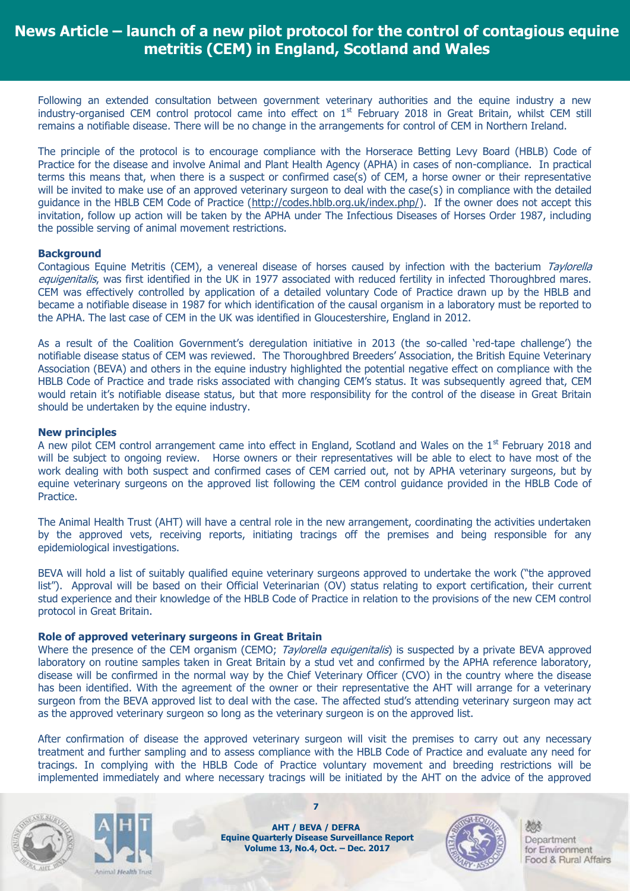# News Article – launch of a new pilot protocol for the control of contagious equine metritis (CEM) in England, Scotland and Wales

Following an extended consultation between government veterinary authorities and the equine industry a new industry-organised CEM control protocol came into effect on 1st February 2018 in Great Britain, whilst CEM still remains a notifiable disease. There will be no change in the arrangements for control of CEM in Northern Ireland.

The principle of the protocol is to encourage compliance with the Horserace Betting Levy Board (HBLB) Code of Practice for the disease and involve Animal and Plant Health Agency (APHA) in cases of non-compliance. In practical terms this means that, when there is a suspect or confirmed case(s) of CEM, a horse owner or their representative will be invited to make use of an approved veterinary surgeon to deal with the case(s) in compliance with the detailed guidance in the HBLB CEM Code of Practice (http://codes.hblb.org.uk/index.php/). If the owner does not accept this invitation, follow up action will be taken by the APHA under The Infectious Diseases of Horses Order 1987, including the possible serving of animal movement restrictions.

## Background

Contagious Equine Metritis (CEM), a venereal disease of horses caused by infection with the bacterium *Taylorella equigenitalis*, was first identified in the UK in 1977 associated with reduced fertility in infected Thoroughbred mares. CEM was effectively controlled by application of a detailed voluntary Code of Practice drawn up by the HBLB and became a notifiable disease in 1987 for which identification of the causal organism in a laboratory must be reported to the APHA. The last case of CEM in the UK was identified in Gloucestershire, England in 2012.

As a result of the Coalition Government's deregulation initiative in 2013 (the so-called 'red-tape challenge') the notifiable disease status of CEM was reviewed. The Thoroughbred Breeders' Association, the British Equine Veterinary Association (BEVA) and others in the equine industry highlighted the potential negative effect on compliance with the HBLB Code of Practice and trade risks associated with changing CEM's status. It was subsequently agreed that, CEM would retain it's notifiable disease status, but that more responsibility for the control of the disease in Great Britain should be undertaken by the equine industry.

## New principles

A new pilot CEM control arrangement came into effect in England, Scotland and Wales on the 1st February 2018 and will be subject to ongoing review. Horse owners or their representatives will be able to elect to have most of the work dealing with both suspect and confirmed cases of CEM carried out, not by APHA veterinary surgeons, but by equine veterinary surgeons on the approved list following the CEM control guidance provided in the HBLB Code of Practice.

The Animal Health Trust (AHT) will have a central role in the new arrangement, coordinating the activities undertaken by the approved vets, receiving reports, initiating tracings off the premises and being responsible for any epidemiological investigations.

BEVA will hold a list of suitably qualified equine veterinary surgeons approved to undertake the work ("the approved list"). Approval will be based on their Official Veterinarian (OV) status relating to export certification, their current stud experience and their knowledge of the HBLB Code of Practice in relation to the provisions of the new CEM control protocol in Great Britain.

## Role of approved veterinary surgeons in Great Britain

Where the presence of the CEM organism (CEMO; *Taylorella equigenitalis*) is suspected by a private BEVA approved laboratory on routine samples taken in Great Britain by a stud vet and confirmed by the APHA reference laboratory, disease will be confirmed in the normal way by the Chief Veterinary Officer (CVO) in the country where the disease has been identified. With the agreement of the owner or their representative the AHT will arrange for a veterinary surgeon from the BEVA approved list to deal with the case. The affected stud's attending veterinary surgeon may act as the approved veterinary surgeon so long as the veterinary surgeon is on the approved list.

After confirmation of disease the approved veterinary surgeon will visit the premises to carry out any necessary treatment and further sampling and to assess compliance with the HBLB Code of Practice and evaluate any need for tracings. In complying with the HBLB Code of Practice voluntary movement and breeding restrictions will be implemented immediately and where necessary tracings will be initiated by the AHT on the advice of the approved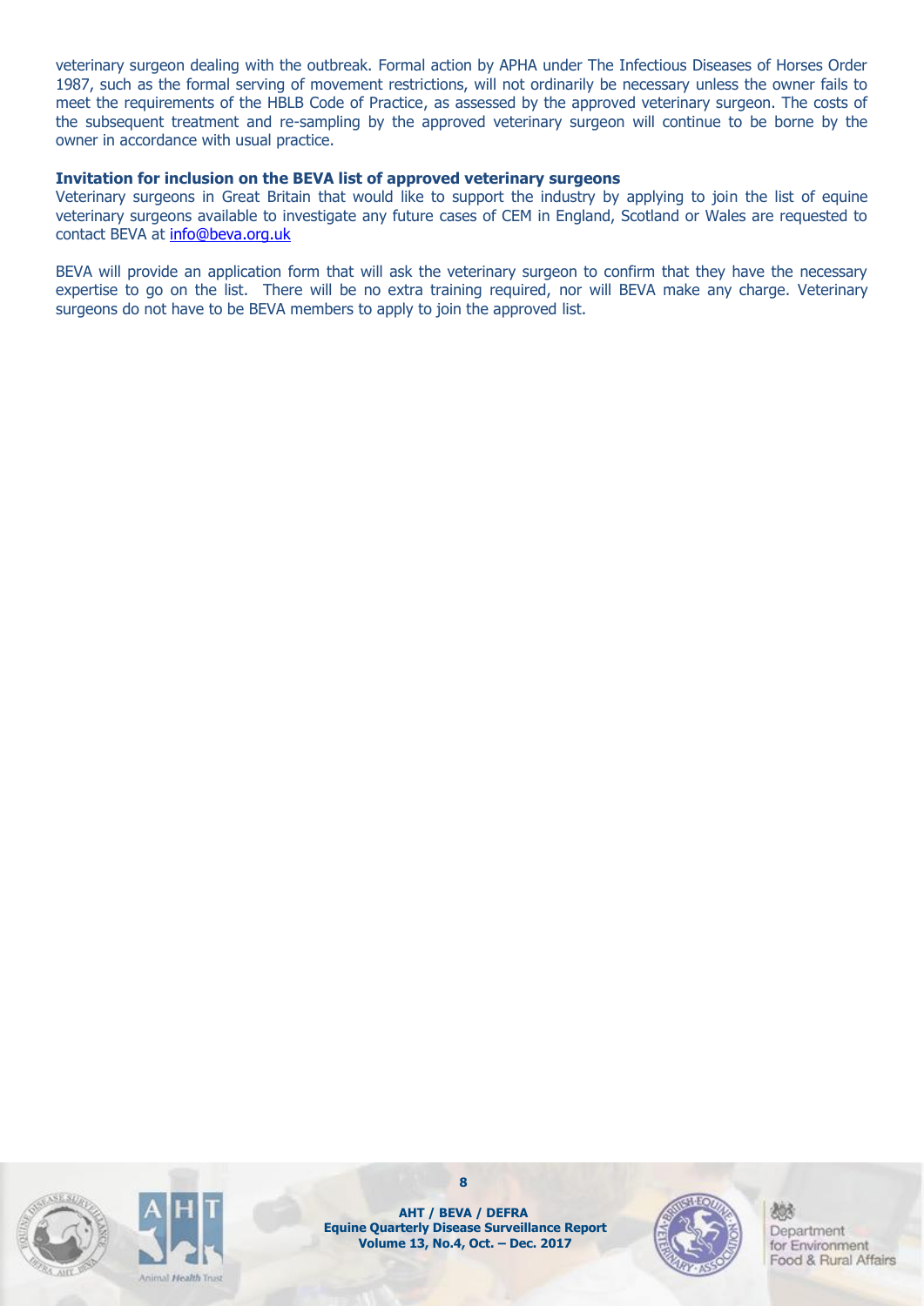veterinary surgeon dealing with the outbreak. Formal action by APHA under The Infectious Diseases of Horses Order 1987, such as the formal serving of movement restrictions, will not ordinarily be necessary unless the owner fails to meet the requirements of the HBLB Code of Practice, as assessed by the approved veterinary surgeon. The costs of the subsequent treatment and re-sampling by the approved veterinary surgeon will continue to be borne by the owner in accordance with usual practice.

**Invitation for inclusion on the BEVA list of approved veterinary surgeons**

Veterinary surgeons in Great Britain that would like to support the industry by applying to join the list of equine veterinary surgeons available to investigate any future cases of CEM in England, Scotland or Wales are requested to contact BEVA at info@beva.org.uk

BEVA will provide an application form that will ask the veterinary surgeon to confirm that they have the necessary expertise to go on the list. There will be no extra training required, nor will BEVA make any charge. Veterinary surgeons do not have to be BEVA members to apply to join the approved list.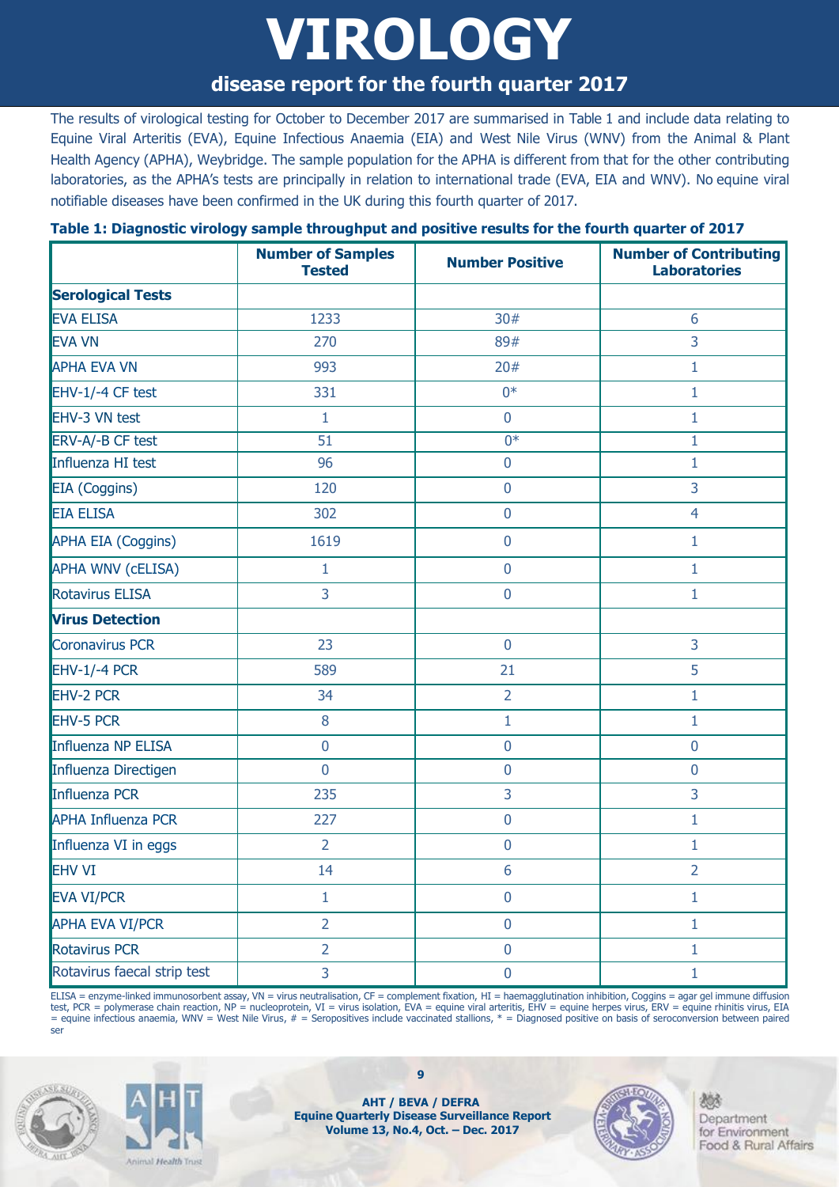# VIROLOGY

## disease report for the fourth quarter 2017

The results of virological testing for October to December 2017 are summarised in Table 1 and include data relating to Equine Viral Arteritis (EVA), Equine Infectious Anaemia (EIA) and West Nile Virus (WNV) from the Animal & Plant Health Agency (APHA), Weybridge. The sample population for the APHA is different from that for the other contributing laboratories, as the APHA's tests are principally in relation to international trade (EVA, EIA and WNV). No equine viral notifiable diseases have been confirmed in the UK during this fourth quarter of 2017.

**Table 1: Diagnostic virology sample throughput and positive results for the fourth quarter of 2017**

| | Number of Samples Tested | Number Positive | Number of Contributing Laboratories |
|---|---|---|---|
| **Serological Tests** | | | |
| EVA ELISA | 1233 | 30# | 6 |
| EVA VN | 270 | 89# | 3 |
| APHA EVA VN | 993 | 20# | 1 |
| EHV-1/-4 CF test | 331 | 0* | 1 |
| EHV-3 VN test | 1 | 0 | 1 |
| ERV-A/-B CF test | 51 | 0* | 1 |
| Influenza HI test | 96 | 0 | 1 |
| EIA (Coggins) | 120 | 0 | 3 |
| EIA ELISA | 302 | 0 | 4 |
| APHA EIA (Coggins) | 1619 | 0 | 1 |
| APHA WNV (cELISA) | 1 | 0 | 1 |
| Rotavirus ELISA | 3 | 0 | 1 |
| **Virus Detection** | | | |
| Coronavirus PCR | 23 | 0 | 3 |
| EHV-1/-4 PCR | 589 | 21 | 5 |
| EHV-2 PCR | 34 | 2 | 1 |
| EHV-5 PCR | 8 | 1 | 1 |
| Influenza NP ELISA | 0 | 0 | 0 |
| Influenza Directigen | 0 | 0 | 0 |
| Influenza PCR | 235 | 3 | 3 |
| APHA Influenza PCR | 227 | 0 | 1 |
| Influenza VI in eggs | 2 | 0 | 1 |
| EHV VI | 14 | 6 | 2 |
| EVA VI/PCR | 1 | 0 | 1 |
| APHA EVA VI/PCR | 2 | 0 | 1 |
| Rotavirus PCR | 2 | 0 | 1 |
| Rotavirus faecal strip test | 3 | 0 | 1 |

ELISA = enzyme-linked immunosorbent assay, VN = virus neutralisation, CF = complement fixation, HI = haemagglutination inhibition, Coggins = agar gel immune diffusion test, PCR = polymerase chain reaction, NP = nucleoprotein, VI = virus isolation, EVA = equine viral arteritis, EHV = equine herpes virus, ERV = equine rhinitis virus, EIA = equine infectious anaemia, WNV = West Nile Virus, # = Seropositives include vaccinated stallions, * = Diagnosed positive on basis of seroconversion between paired ser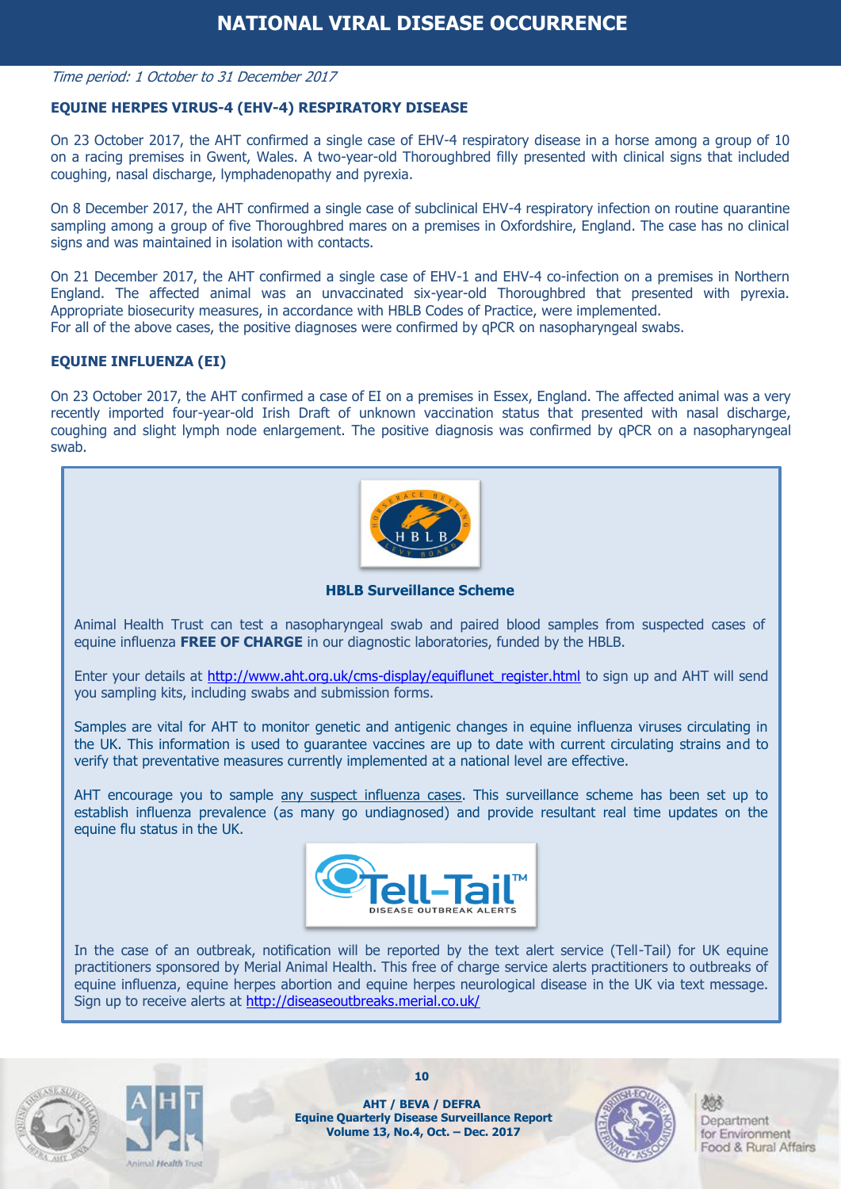# NATIONAL VIRAL DISEASE OCCURRENCE

*Time period: 1 October to 31 December 2017*

## EQUINE HERPES VIRUS-4 (EHV-4) RESPIRATORY DISEASE

On 23 October 2017, the AHT confirmed a single case of EHV-4 respiratory disease in a horse among a group of 10 on a racing premises in Gwent, Wales. A two-year-old Thoroughbred filly presented with clinical signs that included coughing, nasal discharge, lymphadenopathy and pyrexia.

On 8 December 2017, the AHT confirmed a single case of subclinical EHV-4 respiratory infection on routine quarantine sampling among a group of five Thoroughbred mares on a premises in Oxfordshire, England. The case has no clinical signs and was maintained in isolation with contacts.

On 21 December 2017, the AHT confirmed a single case of EHV-1 and EHV-4 co-infection on a premises in Northern England. The affected animal was an unvaccinated six-year-old Thoroughbred that presented with pyrexia. Appropriate biosecurity measures, in accordance with HBLB Codes of Practice, were implemented.
For all of the above cases, the positive diagnoses were confirmed by qPCR on nasopharyngeal swabs.

## EQUINE INFLUENZA (EI)

On 23 October 2017, the AHT confirmed a case of EI on a premises in Essex, England. The affected animal was a very recently imported four-year-old Irish Draft of unknown vaccination status that presented with nasal discharge, coughing and slight lymph node enlargement. The positive diagnosis was confirmed by qPCR on a nasopharyngeal swab.

### HBLB Surveillance Scheme

Animal Health Trust can test a nasopharyngeal swab and paired blood samples from suspected cases of equine influenza **FREE OF CHARGE** in our diagnostic laboratories, funded by the HBLB.

Enter your details at http://www.aht.org.uk/cms-display/equiflunet_register.html to sign up and AHT will send you sampling kits, including swabs and submission forms.

Samples are vital for AHT to monitor genetic and antigenic changes in equine influenza viruses circulating in the UK. This information is used to guarantee vaccines are up to date with current circulating strains and to verify that preventative measures currently implemented at a national level are effective.

AHT encourage you to sample any suspect influenza cases. This surveillance scheme has been set up to establish influenza prevalence (as many go undiagnosed) and provide resultant real time updates on the equine flu status in the UK.

In the case of an outbreak, notification will be reported by the text alert service (Tell-Tail) for UK equine practitioners sponsored by Merial Animal Health. This free of charge service alerts practitioners to outbreaks of equine influenza, equine herpes abortion and equine herpes neurological disease in the UK via text message. Sign up to receive alerts at http://diseaseoutbreaks.merial.co.uk/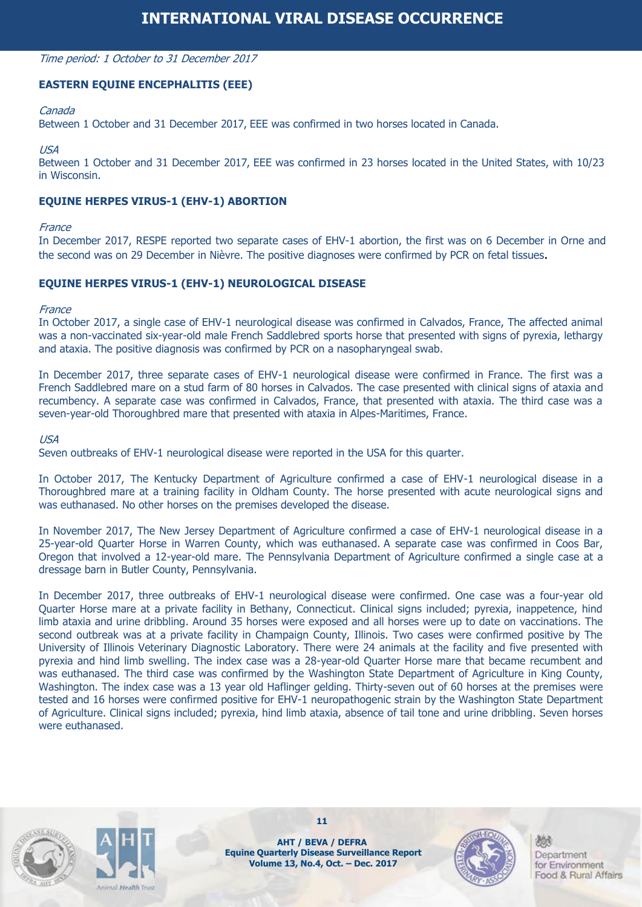# INTERNATIONAL VIRAL DISEASE OCCURRENCE

*Time period: 1 October to 31 December 2017*

## EASTERN EQUINE ENCEPHALITIS (EEE)

*Canada*

Between 1 October and 31 December 2017, EEE was confirmed in two horses located in Canada.

*USA*

Between 1 October and 31 December 2017, EEE was confirmed in 23 horses located in the United States, with 10/23 in Wisconsin.

## EQUINE HERPES VIRUS-1 (EHV-1) ABORTION

*France*

In December 2017, RESPE reported two separate cases of EHV-1 abortion, the first was on 6 December in Orne and the second was on 29 December in Nièvre. The positive diagnoses were confirmed by PCR on fetal tissues**.**

## EQUINE HERPES VIRUS-1 (EHV-1) NEUROLOGICAL DISEASE

*France*

In October 2017, a single case of EHV-1 neurological disease was confirmed in Calvados, France, The affected animal was a non-vaccinated six-year-old male French Saddlebred sports horse that presented with signs of pyrexia, lethargy and ataxia. The positive diagnosis was confirmed by PCR on a nasopharyngeal swab.

In December 2017, three separate cases of EHV-1 neurological disease were confirmed in France. The first was a French Saddlebred mare on a stud farm of 80 horses in Calvados. The case presented with clinical signs of ataxia and recumbency. A separate case was confirmed in Calvados, France, that presented with ataxia. The third case was a seven-year-old Thoroughbred mare that presented with ataxia in Alpes-Maritimes, France.

*USA*

Seven outbreaks of EHV-1 neurological disease were reported in the USA for this quarter.

In October 2017, The Kentucky Department of Agriculture confirmed a case of EHV-1 neurological disease in a Thoroughbred mare at a training facility in Oldham County. The horse presented with acute neurological signs and was euthanased. No other horses on the premises developed the disease.

In November 2017, The New Jersey Department of Agriculture confirmed a case of EHV-1 neurological disease in a 25-year-old Quarter Horse in Warren County, which was euthanased. A separate case was confirmed in Coos Bar, Oregon that involved a 12-year-old mare. The Pennsylvania Department of Agriculture confirmed a single case at a dressage barn in Butler County, Pennsylvania.

In December 2017, three outbreaks of EHV-1 neurological disease were confirmed. One case was a four-year old Quarter Horse mare at a private facility in Bethany, Connecticut. Clinical signs included; pyrexia, inappetence, hind limb ataxia and urine dribbling. Around 35 horses were exposed and all horses were up to date on vaccinations. The second outbreak was at a private facility in Champaign County, Illinois. Two cases were confirmed positive by The University of Illinois Veterinary Diagnostic Laboratory. There were 24 animals at the facility and five presented with pyrexia and hind limb swelling. The index case was a 28-year-old Quarter Horse mare that became recumbent and was euthanased. The third case was confirmed by the Washington State Department of Agriculture in King County, Washington. The index case was a 13 year old Haflinger gelding. Thirty-seven out of 60 horses at the premises were tested and 16 horses were confirmed positive for EHV-1 neuropathogenic strain by the Washington State Department of Agriculture. Clinical signs included; pyrexia, hind limb ataxia, absence of tail tone and urine dribbling. Seven horses were euthanased.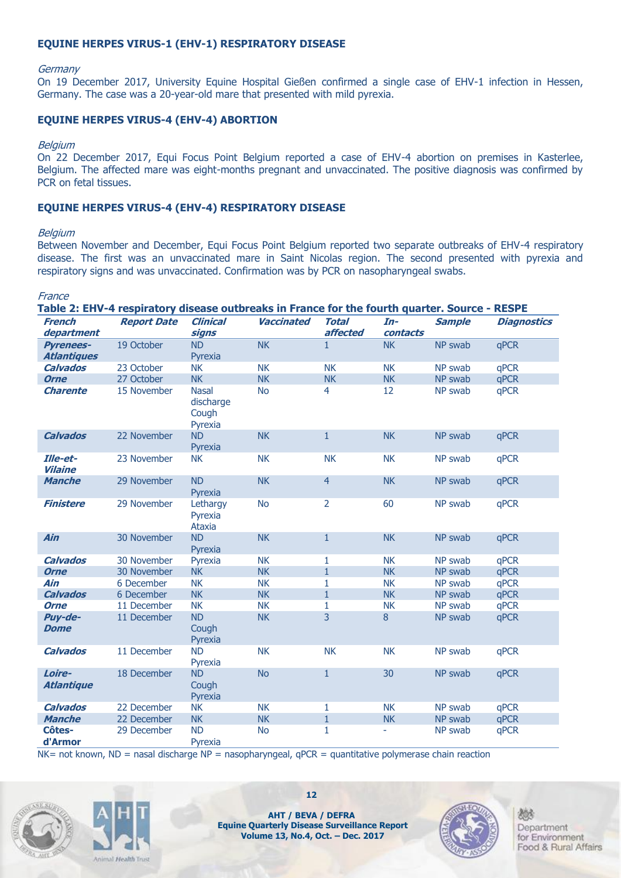### EQUINE HERPES VIRUS-1 (EHV-1) RESPIRATORY DISEASE

*Germany*

On 19 December 2017, University Equine Hospital Gießen confirmed a single case of EHV-1 infection in Hessen, Germany. The case was a 20-year-old mare that presented with mild pyrexia.

### EQUINE HERPES VIRUS-4 (EHV-4) ABORTION

*Belgium*

On 22 December 2017, Equi Focus Point Belgium reported a case of EHV-4 abortion on premises in Kasterlee, Belgium. The affected mare was eight-months pregnant and unvaccinated. The positive diagnosis was confirmed by PCR on fetal tissues.

### EQUINE HERPES VIRUS-4 (EHV-4) RESPIRATORY DISEASE

*Belgium*

Between November and December, Equi Focus Point Belgium reported two separate outbreaks of EHV-4 respiratory disease. The first was an unvaccinated mare in Saint Nicolas region. The second presented with pyrexia and respiratory signs and was unvaccinated. Confirmation was by PCR on nasopharyngeal swabs.

*France*

**Table 2: EHV-4 respiratory disease outbreaks in France for the fourth quarter. Source - RESPE**

| French department | Report Date | Clinical signs | Vaccinated | Total affected | In-contacts | Sample | Diagnostics |
|---|---|---|---|---|---|---|---|
| Pyrenees-Atlantiques | 19 October | ND Pyrexia | NK | 1 | NK | NP swab | qPCR |
| Calvados | 23 October | NK | NK | NK | NK | NP swab | qPCR |
| Orne | 27 October | NK | NK | NK | NK | NP swab | qPCR |
| Charente | 15 November | Nasal discharge Cough Pyrexia | No | 4 | 12 | NP swab | qPCR |
| Calvados | 22 November | ND Pyrexia | NK | 1 | NK | NP swab | qPCR |
| Ille-et-Vilaine | 23 November | NK | NK | NK | NK | NP swab | qPCR |
| Manche | 29 November | ND Pyrexia | NK | 4 | NK | NP swab | qPCR |
| Finistere | 29 November | Lethargy Pyrexia Ataxia | No | 2 | 60 | NP swab | qPCR |
| Ain | 30 November | ND Pyrexia | NK | 1 | NK | NP swab | qPCR |
| Calvados | 30 November | Pyrexia | NK | 1 | NK | NP swab | qPCR |
| Orne | 30 November | NK | NK | 1 | NK | NP swab | qPCR |
| Ain | 6 December | NK | NK | 1 | NK | NP swab | qPCR |
| Calvados | 6 December | NK | NK | 1 | NK | NP swab | qPCR |
| Orne | 11 December | NK | NK | 1 | NK | NP swab | qPCR |
| Puy-de-Dome | 11 December | ND Cough Pyrexia | NK | 3 | 8 | NP swab | qPCR |
| Calvados | 11 December | ND Pyrexia | NK | NK | NK | NP swab | qPCR |
| Loire-Atlantique | 18 December | ND Cough Pyrexia | No | 1 | 30 | NP swab | qPCR |
| Calvados | 22 December | NK | NK | 1 | NK | NP swab | qPCR |
| Manche | 22 December | NK | NK | 1 | NK | NP swab | qPCR |
| Côtes-d'Armor | 29 December | ND Pyrexia | No | 1 | - | NP swab | qPCR |

NK= not known, ND = nasal discharge NP = nasopharyngeal, qPCR = quantitative polymerase chain reaction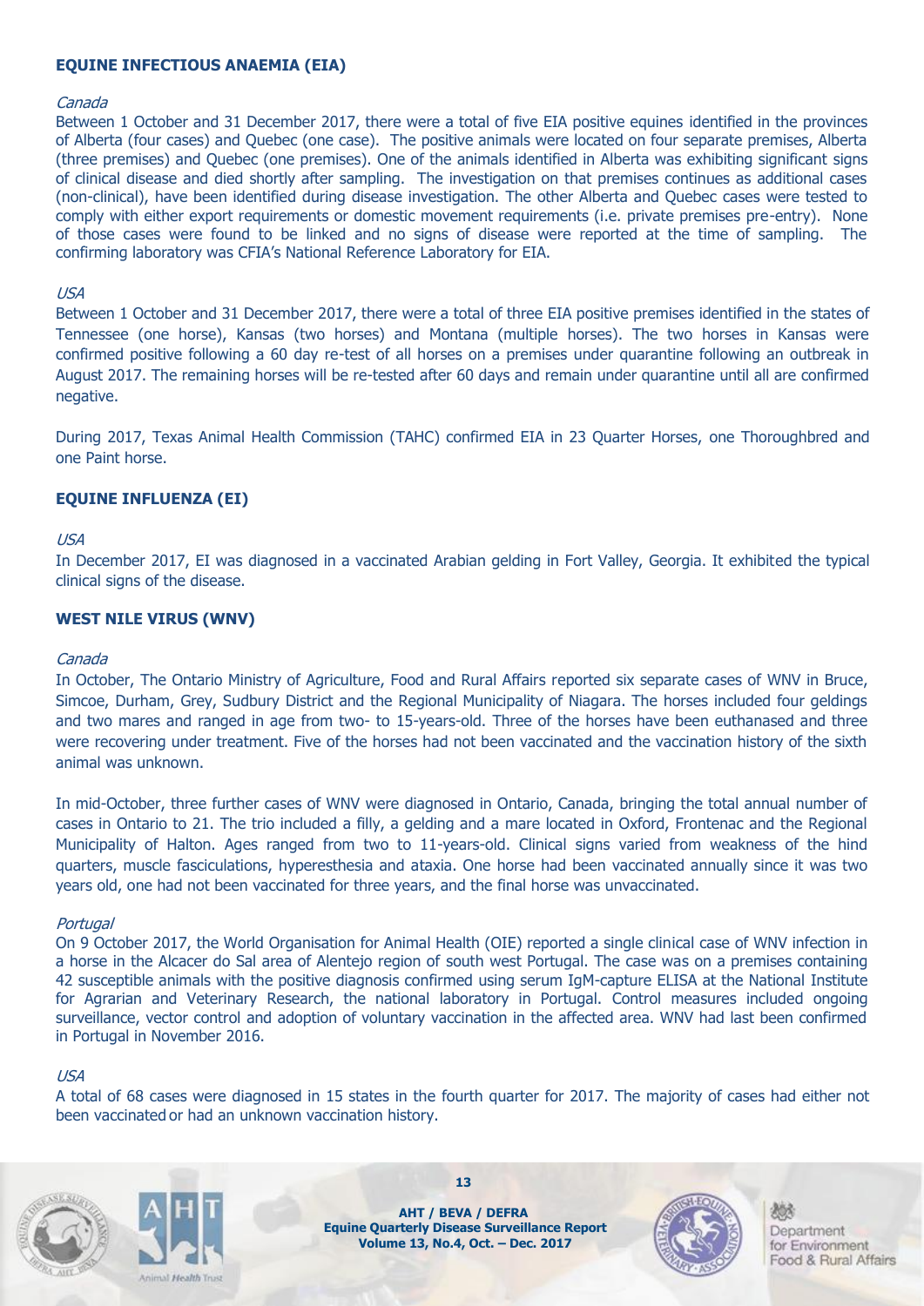## EQUINE INFECTIOUS ANAEMIA (EIA)

*Canada*

Between 1 October and 31 December 2017, there were a total of five EIA positive equines identified in the provinces of Alberta (four cases) and Quebec (one case). The positive animals were located on four separate premises, Alberta (three premises) and Quebec (one premises). One of the animals identified in Alberta was exhibiting significant signs of clinical disease and died shortly after sampling. The investigation on that premises continues as additional cases (non-clinical), have been identified during disease investigation. The other Alberta and Quebec cases were tested to comply with either export requirements or domestic movement requirements (i.e. private premises pre-entry). None of those cases were found to be linked and no signs of disease were reported at the time of sampling. The confirming laboratory was CFIA's National Reference Laboratory for EIA.

*USA*

Between 1 October and 31 December 2017, there were a total of three EIA positive premises identified in the states of Tennessee (one horse), Kansas (two horses) and Montana (multiple horses). The two horses in Kansas were confirmed positive following a 60 day re-test of all horses on a premises under quarantine following an outbreak in August 2017. The remaining horses will be re-tested after 60 days and remain under quarantine until all are confirmed negative.

During 2017, Texas Animal Health Commission (TAHC) confirmed EIA in 23 Quarter Horses, one Thoroughbred and one Paint horse.

## EQUINE INFLUENZA (EI)

*USA*

In December 2017, EI was diagnosed in a vaccinated Arabian gelding in Fort Valley, Georgia. It exhibited the typical clinical signs of the disease.

## WEST NILE VIRUS (WNV)

*Canada*

In October, The Ontario Ministry of Agriculture, Food and Rural Affairs reported six separate cases of WNV in Bruce, Simcoe, Durham, Grey, Sudbury District and the Regional Municipality of Niagara. The horses included four geldings and two mares and ranged in age from two- to 15-years-old. Three of the horses have been euthanased and three were recovering under treatment. Five of the horses had not been vaccinated and the vaccination history of the sixth animal was unknown.

In mid-October, three further cases of WNV were diagnosed in Ontario, Canada, bringing the total annual number of cases in Ontario to 21. The trio included a filly, a gelding and a mare located in Oxford, Frontenac and the Regional Municipality of Halton. Ages ranged from two to 11-years-old. Clinical signs varied from weakness of the hind quarters, muscle fasciculations, hyperesthesia and ataxia. One horse had been vaccinated annually since it was two years old, one had not been vaccinated for three years, and the final horse was unvaccinated.

*Portugal*

On 9 October 2017, the World Organisation for Animal Health (OIE) reported a single clinical case of WNV infection in a horse in the Alcacer do Sal area of Alentejo region of south west Portugal. The case was on a premises containing 42 susceptible animals with the positive diagnosis confirmed using serum IgM-capture ELISA at the National Institute for Agrarian and Veterinary Research, the national laboratory in Portugal. Control measures included ongoing surveillance, vector control and adoption of voluntary vaccination in the affected area. WNV had last been confirmed in Portugal in November 2016.

*USA*

A total of 68 cases were diagnosed in 15 states in the fourth quarter for 2017. The majority of cases had either not been vaccinated or had an unknown vaccination history.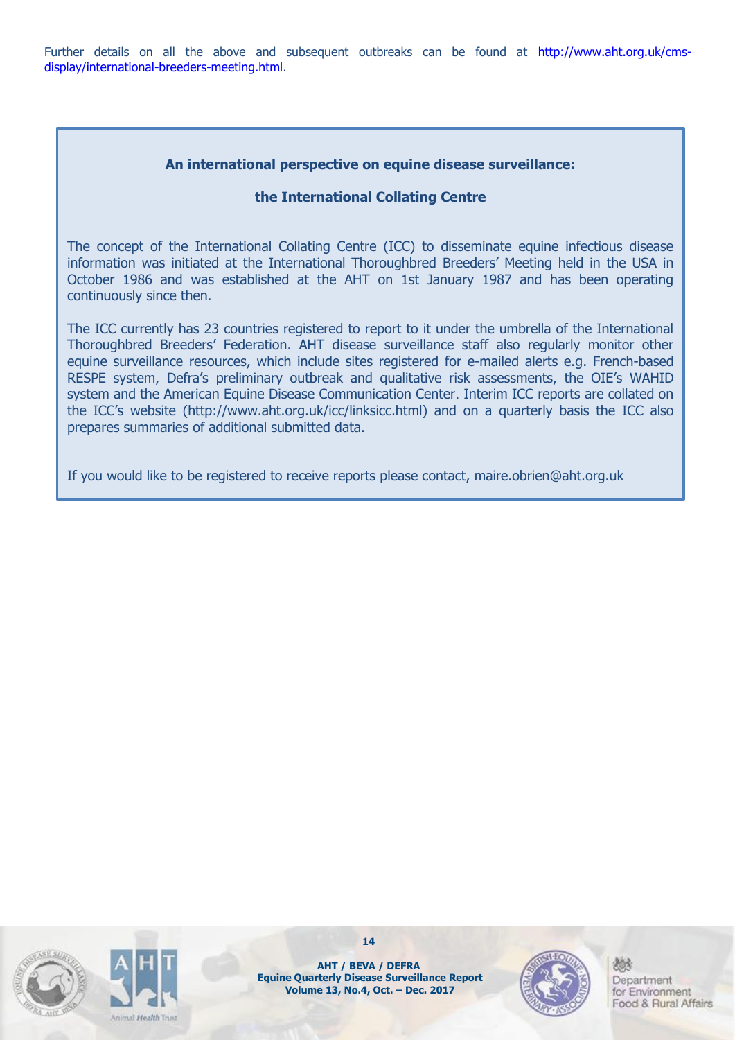Further details on all the above and subsequent outbreaks can be found at http://www.aht.org.uk/cms-display/international-breeders-meeting.html.

**An international perspective on equine disease surveillance:**

**the International Collating Centre**

The concept of the International Collating Centre (ICC) to disseminate equine infectious disease information was initiated at the International Thoroughbred Breeders' Meeting held in the USA in October 1986 and was established at the AHT on 1st January 1987 and has been operating continuously since then.

The ICC currently has 23 countries registered to report to it under the umbrella of the International Thoroughbred Breeders' Federation. AHT disease surveillance staff also regularly monitor other equine surveillance resources, which include sites registered for e-mailed alerts e.g. French-based RESPE system, Defra's preliminary outbreak and qualitative risk assessments, the OIE's WAHID system and the American Equine Disease Communication Center. Interim ICC reports are collated on the ICC's website (http://www.aht.org.uk/icc/linksicc.html) and on a quarterly basis the ICC also prepares summaries of additional submitted data.

If you would like to be registered to receive reports please contact, maire.obrien@aht.org.uk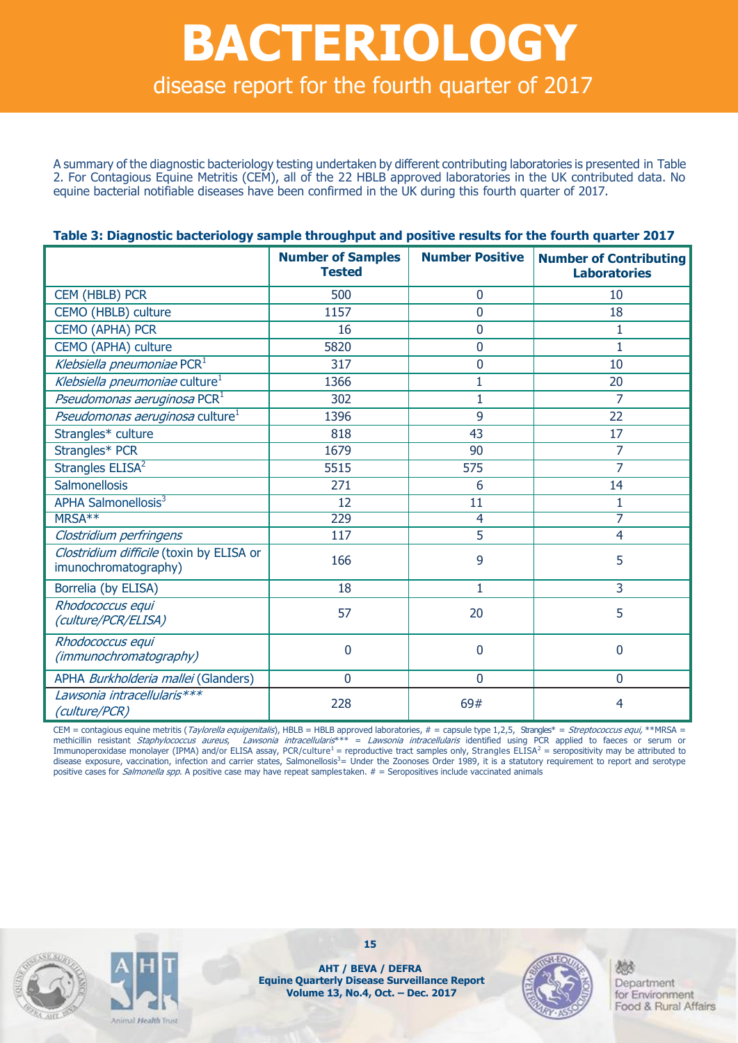# BACTERIOLOGY

## disease report for the fourth quarter of 2017

A summary of the diagnostic bacteriology testing undertaken by different contributing laboratories is presented in Table 2. For Contagious Equine Metritis (CEM), all of the 22 HBLB approved laboratories in the UK contributed data. No equine bacterial notifiable diseases have been confirmed in the UK during this fourth quarter of 2017.

**Table 3: Diagnostic bacteriology sample throughput and positive results for the fourth quarter 2017**

| | Number of Samples Tested | Number Positive | Number of Contributing Laboratories |
|---|---|---|---|
| CEM (HBLB) PCR | 500 | 0 | 10 |
| CEMO (HBLB) culture | 1157 | 0 | 18 |
| CEMO (APHA) PCR | 16 | 0 | 1 |
| CEMO (APHA) culture | 5820 | 0 | 1 |
| *Klebsiella pneumoniae* PCR[1] | 317 | 0 | 10 |
| *Klebsiella pneumoniae* culture[1] | 1366 | 1 | 20 |
| *Pseudomonas aeruginosa* PCR[1] | 302 | 1 | 7 |
| *Pseudomonas aeruginosa* culture[1] | 1396 | 9 | 22 |
| Strangles* culture | 818 | 43 | 17 |
| Strangles* PCR | 1679 | 90 | 7 |
| Strangles ELISA[2] | 5515 | 575 | 7 |
| Salmonellosis | 271 | 6 | 14 |
| APHA Salmonellosis[3] | 12 | 11 | 1 |
| MRSA** | 229 | 4 | 7 |
| *Clostridium perfringens* | 117 | 5 | 4 |
| *Clostridium difficile* (toxin by ELISA or imunochromatography) | 166 | 9 | 5 |
| Borrelia (by ELISA) | 18 | 1 | 3 |
| *Rhodococcus equi (culture/PCR/ELISA)* | 57 | 20 | 5 |
| *Rhodococcus equi (immunochromatography)* | 0 | 0 | 0 |
| APHA *Burkholderia mallei* (Glanders) | 0 | 0 | 0 |
| *Lawsonia intracellularis*** (culture/PCR)* | 228 | 69# | 4 |

CEM = contagious equine metritis (*Taylorella equigenitalis*), HBLB = HBLB approved laboratories, # = capsule type 1,2,5, Strangles* = *Streptococcus equi,* **MRSA = methicillin resistant *Staphylococcus aureus*, *Lawsonia intracellularis**** = *Lawsonia intracellularis* identified using PCR applied to faeces or serum or Immunoperoxidase monolayer (IPMA) and/or ELISA assay, PCR/culture[1] = reproductive tract samples only, Strangles ELISA[2] = seropositivity may be attributed to disease exposure, vaccination, infection and carrier states, Salmonellosis[3]= Under the Zoonoses Order 1989, it is a statutory requirement to report and serotype positive cases for *Salmonella spp*. A positive case may have repeat samples taken. # = Seropositives include vaccinated animals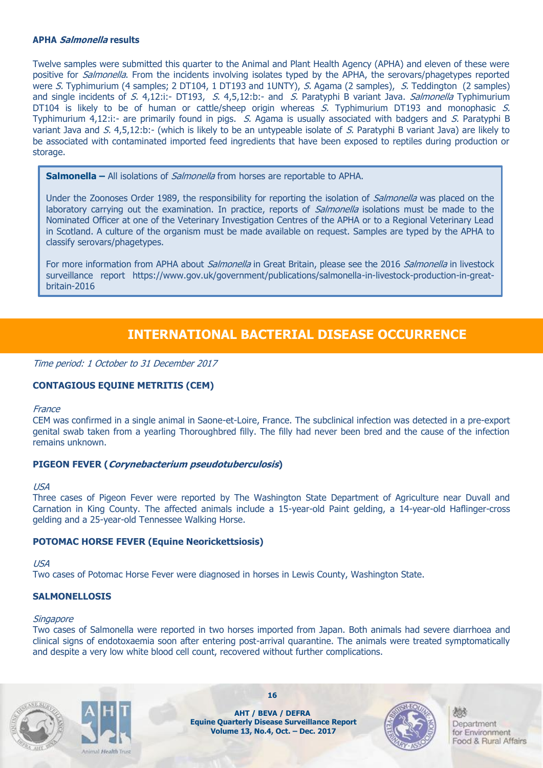### APHA *Salmonella* results

Twelve samples were submitted this quarter to the Animal and Plant Health Agency (APHA) and eleven of these were positive for *Salmonella*. From the incidents involving isolates typed by the APHA, the serovars/phagetypes reported were *S.* Typhimurium (4 samples; 2 DT104, 1 DT193 and 1UNTY), *S.* Agama (2 samples), *S.* Teddington (2 samples) and single incidents of *S.* 4,12:i:- DT193, *S.* 4,5,12:b:- and *S.* Paratyphi B variant Java. *Salmonella* Typhimurium DT104 is likely to be of human or cattle/sheep origin whereas *S.* Typhimurium DT193 and monophasic *S.* Typhimurium 4,12:i:- are primarily found in pigs. *S.* Agama is usually associated with badgers and *S.* Paratyphi B variant Java and *S.* 4,5,12:b:- (which is likely to be an untypeable isolate of *S.* Paratyphi B variant Java) are likely to be associated with contaminated imported feed ingredients that have been exposed to reptiles during production or storage.

> **Salmonella –** All isolations of *Salmonella* from horses are reportable to APHA.
>
> Under the Zoonoses Order 1989, the responsibility for reporting the isolation of *Salmonella* was placed on the laboratory carrying out the examination. In practice, reports of *Salmonella* isolations must be made to the Nominated Officer at one of the Veterinary Investigation Centres of the APHA or to a Regional Veterinary Lead in Scotland. A culture of the organism must be made available on request. Samples are typed by the APHA to classify serovars/phagetypes.
>
> For more information from APHA about *Salmonella* in Great Britain, please see the 2016 *Salmonella* in livestock surveillance report https://www.gov.uk/government/publications/salmonella-in-livestock-production-in-great-britain-2016

## INTERNATIONAL BACTERIAL DISEASE OCCURRENCE

*Time period: 1 October to 31 December 2017*

### CONTAGIOUS EQUINE METRITIS (CEM)

*France*

CEM was confirmed in a single animal in Saone-et-Loire, France. The subclinical infection was detected in a pre-export genital swab taken from a yearling Thoroughbred filly. The filly had never been bred and the cause of the infection remains unknown.

### PIGEON FEVER (*Corynebacterium pseudotuberculosis*)

*USA*

Three cases of Pigeon Fever were reported by The Washington State Department of Agriculture near Duvall and Carnation in King County. The affected animals include a 15-year-old Paint gelding, a 14-year-old Haflinger-cross gelding and a 25-year-old Tennessee Walking Horse.

### POTOMAC HORSE FEVER (Equine Neorickettsiosis)

*USA*

Two cases of Potomac Horse Fever were diagnosed in horses in Lewis County, Washington State.

### SALMONELLOSIS

*Singapore*

Two cases of Salmonella were reported in two horses imported from Japan. Both animals had severe diarrhoea and clinical signs of endotoxaemia soon after entering post-arrival quarantine. The animals were treated symptomatically and despite a very low white blood cell count, recovered without further complications.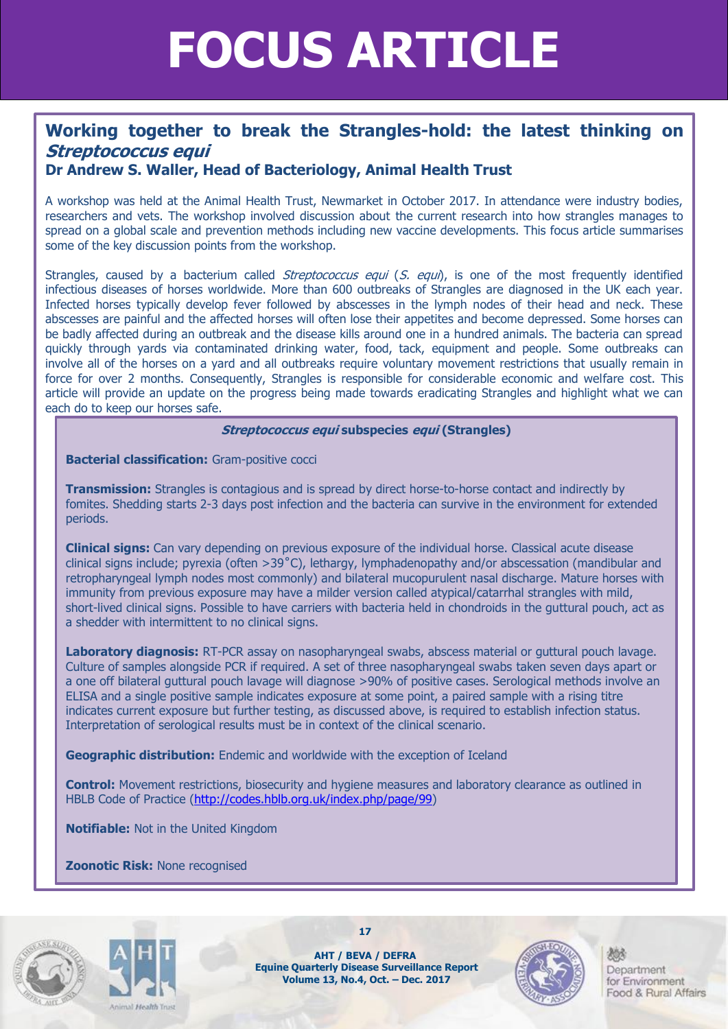# FOCUS ARTICLE

## Working together to break the Strangles-hold: the latest thinking on *Streptococcus equi*

**Dr Andrew S. Waller, Head of Bacteriology, Animal Health Trust**

A workshop was held at the Animal Health Trust, Newmarket in October 2017. In attendance were industry bodies, researchers and vets. The workshop involved discussion about the current research into how strangles manages to spread on a global scale and prevention methods including new vaccine developments. This focus article summarises some of the key discussion points from the workshop.

Strangles, caused by a bacterium called *Streptococcus equi* (*S. equi*), is one of the most frequently identified infectious diseases of horses worldwide. More than 600 outbreaks of Strangles are diagnosed in the UK each year. Infected horses typically develop fever followed by abscesses in the lymph nodes of their head and neck. These abscesses are painful and the affected horses will often lose their appetites and become depressed. Some horses can be badly affected during an outbreak and the disease kills around one in a hundred animals. The bacteria can spread quickly through yards via contaminated drinking water, food, tack, equipment and people. Some outbreaks can involve all of the horses on a yard and all outbreaks require voluntary movement restrictions that usually remain in force for over 2 months. Consequently, Strangles is responsible for considerable economic and welfare cost. This article will provide an update on the progress being made towards eradicating Strangles and highlight what we can each do to keep our horses safe.

### *Streptococcus equi* subspecies *equi* (Strangles)

**Bacterial classification:** Gram-positive cocci

**Transmission:** Strangles is contagious and is spread by direct horse-to-horse contact and indirectly by fomites. Shedding starts 2-3 days post infection and the bacteria can survive in the environment for extended periods.

**Clinical signs:** Can vary depending on previous exposure of the individual horse. Classical acute disease clinical signs include; pyrexia (often >39˚C), lethargy, lymphadenopathy and/or abscessation (mandibular and retropharyngeal lymph nodes most commonly) and bilateral mucopurulent nasal discharge. Mature horses with immunity from previous exposure may have a milder version called atypical/catarrhal strangles with mild, short-lived clinical signs. Possible to have carriers with bacteria held in chondroids in the guttural pouch, act as a shedder with intermittent to no clinical signs.

**Laboratory diagnosis:** RT-PCR assay on nasopharyngeal swabs, abscess material or guttural pouch lavage. Culture of samples alongside PCR if required. A set of three nasopharyngeal swabs taken seven days apart or a one off bilateral guttural pouch lavage will diagnose >90% of positive cases. Serological methods involve an ELISA and a single positive sample indicates exposure at some point, a paired sample with a rising titre indicates current exposure but further testing, as discussed above, is required to establish infection status. Interpretation of serological results must be in context of the clinical scenario.

**Geographic distribution:** Endemic and worldwide with the exception of Iceland

**Control:** Movement restrictions, biosecurity and hygiene measures and laboratory clearance as outlined in HBLB Code of Practice (http://codes.hblb.org.uk/index.php/page/99)

**Notifiable:** Not in the United Kingdom

**Zoonotic Risk:** None recognised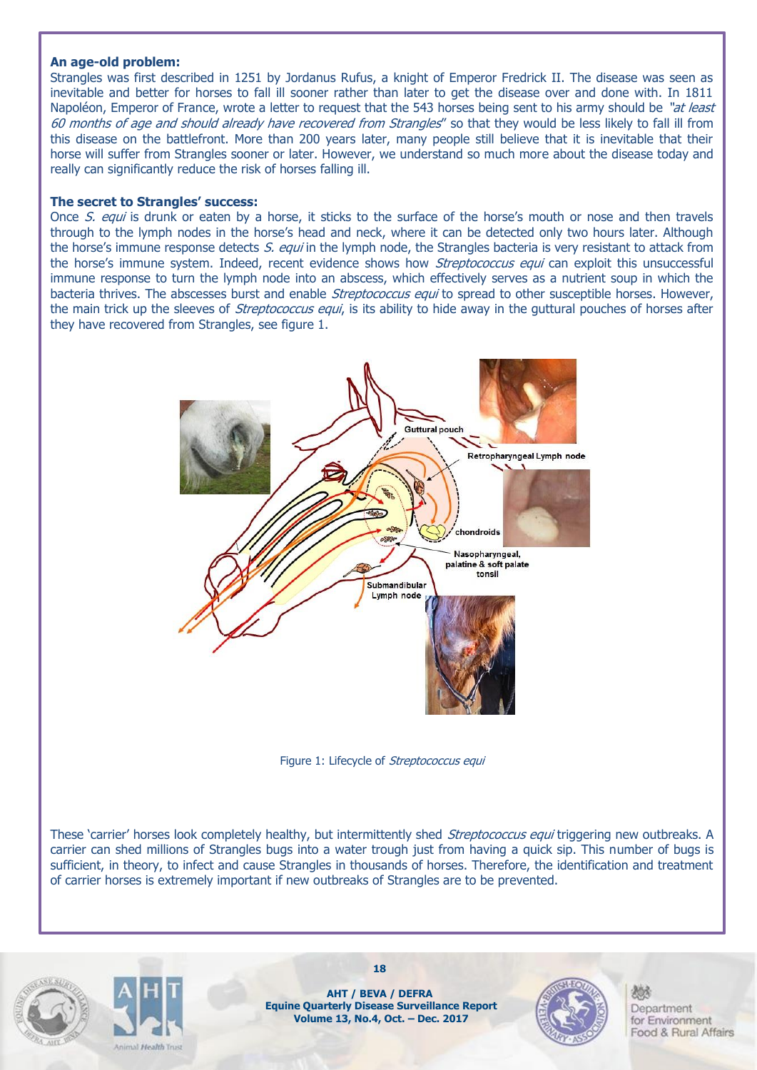**An age-old problem:**

Strangles was first described in 1251 by Jordanus Rufus, a knight of Emperor Fredrick II. The disease was seen as inevitable and better for horses to fall ill sooner rather than later to get the disease over and done with. In 1811 Napoléon, Emperor of France, wrote a letter to request that the 543 horses being sent to his army should be *"at least 60 months of age and should already have recovered from Strangles*" so that they would be less likely to fall ill from this disease on the battlefront. More than 200 years later, many people still believe that it is inevitable that their horse will suffer from Strangles sooner or later. However, we understand so much more about the disease today and really can significantly reduce the risk of horses falling ill.

**The secret to Strangles' success:**

Once *S. equi* is drunk or eaten by a horse, it sticks to the surface of the horse's mouth or nose and then travels through to the lymph nodes in the horse's head and neck, where it can be detected only two hours later. Although the horse's immune response detects *S. equi* in the lymph node, the Strangles bacteria is very resistant to attack from the horse's immune system. Indeed, recent evidence shows how *Streptococcus equi* can exploit this unsuccessful immune response to turn the lymph node into an abscess, which effectively serves as a nutrient soup in which the bacteria thrives. The abscesses burst and enable *Streptococcus equi* to spread to other susceptible horses. However, the main trick up the sleeves of *Streptococcus equi*, is its ability to hide away in the guttural pouches of horses after they have recovered from Strangles, see figure 1.

Figure 1: Lifecycle of *Streptococcus equi*

These 'carrier' horses look completely healthy, but intermittently shed *Streptococcus equi* triggering new outbreaks. A carrier can shed millions of Strangles bugs into a water trough just from having a quick sip. This number of bugs is sufficient, in theory, to infect and cause Strangles in thousands of horses. Therefore, the identification and treatment of carrier horses is extremely important if new outbreaks of Strangles are to be prevented.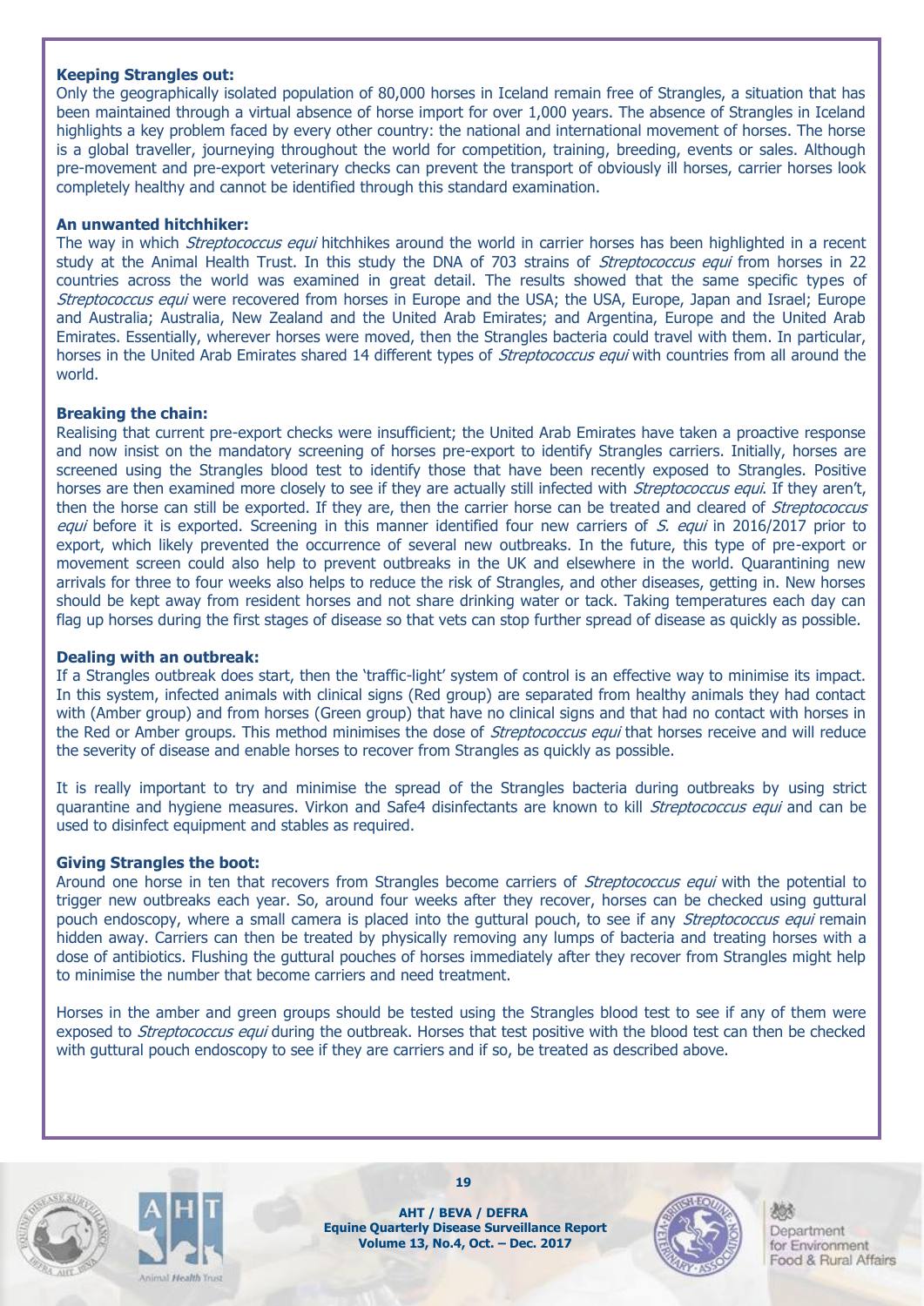**Keeping Strangles out:**

Only the geographically isolated population of 80,000 horses in Iceland remain free of Strangles, a situation that has been maintained through a virtual absence of horse import for over 1,000 years. The absence of Strangles in Iceland highlights a key problem faced by every other country: the national and international movement of horses. The horse is a global traveller, journeying throughout the world for competition, training, breeding, events or sales. Although pre-movement and pre-export veterinary checks can prevent the transport of obviously ill horses, carrier horses look completely healthy and cannot be identified through this standard examination.

**An unwanted hitchhiker:**

The way in which *Streptococcus equi* hitchhikes around the world in carrier horses has been highlighted in a recent study at the Animal Health Trust. In this study the DNA of 703 strains of *Streptococcus equi* from horses in 22 countries across the world was examined in great detail. The results showed that the same specific types of *Streptococcus equi* were recovered from horses in Europe and the USA; the USA, Europe, Japan and Israel; Europe and Australia; Australia, New Zealand and the United Arab Emirates; and Argentina, Europe and the United Arab Emirates. Essentially, wherever horses were moved, then the Strangles bacteria could travel with them. In particular, horses in the United Arab Emirates shared 14 different types of *Streptococcus equi* with countries from all around the world.

**Breaking the chain:**

Realising that current pre-export checks were insufficient; the United Arab Emirates have taken a proactive response and now insist on the mandatory screening of horses pre-export to identify Strangles carriers. Initially, horses are screened using the Strangles blood test to identify those that have been recently exposed to Strangles. Positive horses are then examined more closely to see if they are actually still infected with *Streptococcus equi*. If they aren't, then the horse can still be exported. If they are, then the carrier horse can be treated and cleared of *Streptococcus equi* before it is exported. Screening in this manner identified four new carriers of *S. equi* in 2016/2017 prior to export, which likely prevented the occurrence of several new outbreaks. In the future, this type of pre-export or movement screen could also help to prevent outbreaks in the UK and elsewhere in the world. Quarantining new arrivals for three to four weeks also helps to reduce the risk of Strangles, and other diseases, getting in. New horses should be kept away from resident horses and not share drinking water or tack. Taking temperatures each day can flag up horses during the first stages of disease so that vets can stop further spread of disease as quickly as possible.

**Dealing with an outbreak:**

If a Strangles outbreak does start, then the 'traffic-light' system of control is an effective way to minimise its impact. In this system, infected animals with clinical signs (Red group) are separated from healthy animals they had contact with (Amber group) and from horses (Green group) that have no clinical signs and that had no contact with horses in the Red or Amber groups. This method minimises the dose of *Streptococcus equi* that horses receive and will reduce the severity of disease and enable horses to recover from Strangles as quickly as possible.

It is really important to try and minimise the spread of the Strangles bacteria during outbreaks by using strict quarantine and hygiene measures. Virkon and Safe4 disinfectants are known to kill *Streptococcus equi* and can be used to disinfect equipment and stables as required.

**Giving Strangles the boot:**

Around one horse in ten that recovers from Strangles become carriers of *Streptococcus equi* with the potential to trigger new outbreaks each year. So, around four weeks after they recover, horses can be checked using guttural pouch endoscopy, where a small camera is placed into the guttural pouch, to see if any *Streptococcus equi* remain hidden away. Carriers can then be treated by physically removing any lumps of bacteria and treating horses with a dose of antibiotics. Flushing the guttural pouches of horses immediately after they recover from Strangles might help to minimise the number that become carriers and need treatment.

Horses in the amber and green groups should be tested using the Strangles blood test to see if any of them were exposed to *Streptococcus equi* during the outbreak. Horses that test positive with the blood test can then be checked with guttural pouch endoscopy to see if they are carriers and if so, be treated as described above.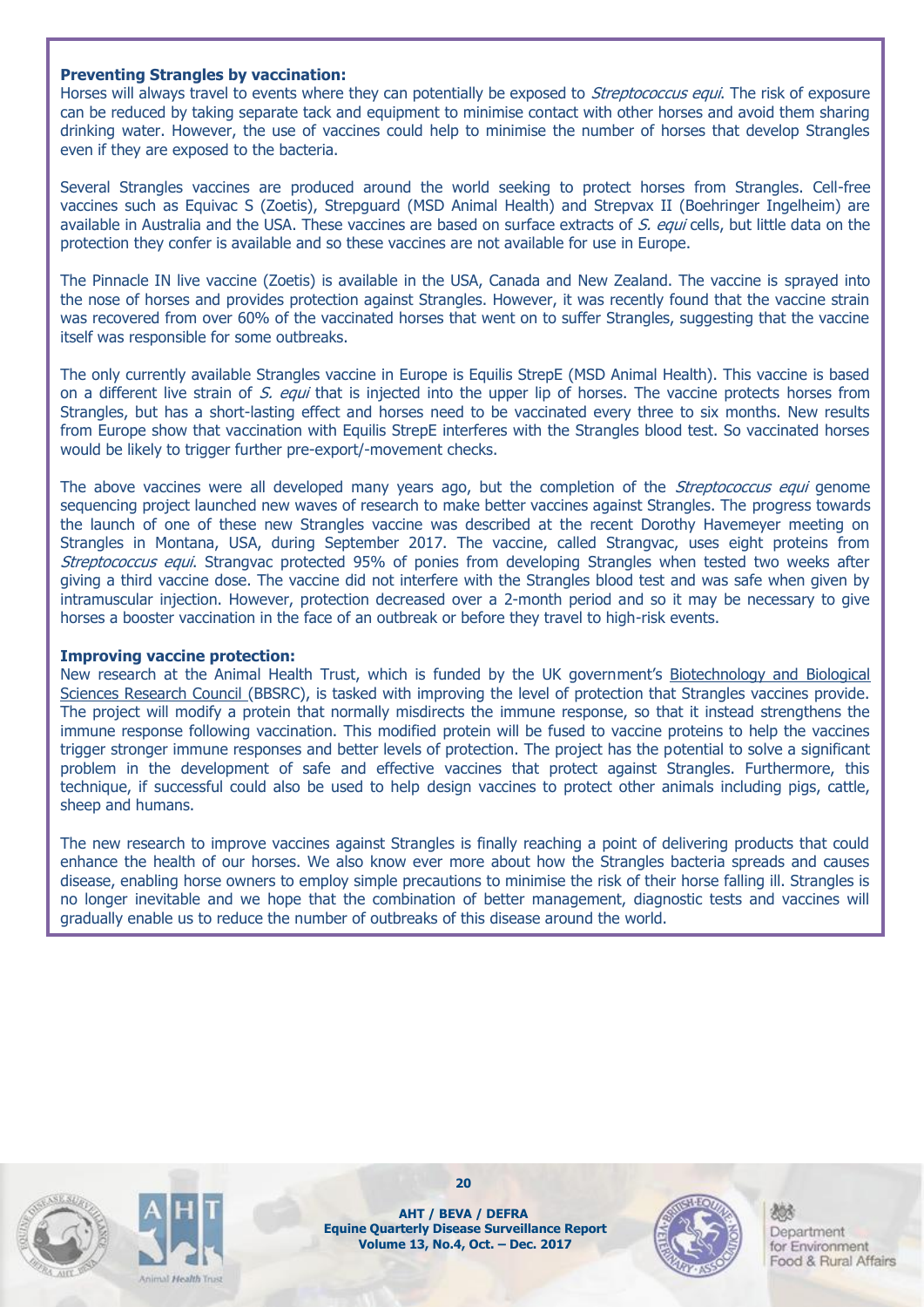**Preventing Strangles by vaccination:**

Horses will always travel to events where they can potentially be exposed to *Streptococcus equi*. The risk of exposure can be reduced by taking separate tack and equipment to minimise contact with other horses and avoid them sharing drinking water. However, the use of vaccines could help to minimise the number of horses that develop Strangles even if they are exposed to the bacteria.

Several Strangles vaccines are produced around the world seeking to protect horses from Strangles. Cell-free vaccines such as Equivac S (Zoetis), Strepguard (MSD Animal Health) and Strepvax II (Boehringer Ingelheim) are available in Australia and the USA. These vaccines are based on surface extracts of *S. equi* cells, but little data on the protection they confer is available and so these vaccines are not available for use in Europe.

The Pinnacle IN live vaccine (Zoetis) is available in the USA, Canada and New Zealand. The vaccine is sprayed into the nose of horses and provides protection against Strangles. However, it was recently found that the vaccine strain was recovered from over 60% of the vaccinated horses that went on to suffer Strangles, suggesting that the vaccine itself was responsible for some outbreaks.

The only currently available Strangles vaccine in Europe is Equilis StrepE (MSD Animal Health). This vaccine is based on a different live strain of *S. equi* that is injected into the upper lip of horses. The vaccine protects horses from Strangles, but has a short-lasting effect and horses need to be vaccinated every three to six months. New results from Europe show that vaccination with Equilis StrepE interferes with the Strangles blood test. So vaccinated horses would be likely to trigger further pre-export/-movement checks.

The above vaccines were all developed many years ago, but the completion of the *Streptococcus equi* genome sequencing project launched new waves of research to make better vaccines against Strangles. The progress towards the launch of one of these new Strangles vaccine was described at the recent Dorothy Havemeyer meeting on Strangles in Montana, USA, during September 2017. The vaccine, called Strangvac, uses eight proteins from *Streptococcus equi*. Strangvac protected 95% of ponies from developing Strangles when tested two weeks after giving a third vaccine dose. The vaccine did not interfere with the Strangles blood test and was safe when given by intramuscular injection. However, protection decreased over a 2-month period and so it may be necessary to give horses a booster vaccination in the face of an outbreak or before they travel to high-risk events.

**Improving vaccine protection:**

New research at the Animal Health Trust, which is funded by the UK government's Biotechnology and Biological Sciences Research Council (BBSRC), is tasked with improving the level of protection that Strangles vaccines provide. The project will modify a protein that normally misdirects the immune response, so that it instead strengthens the immune response following vaccination. This modified protein will be fused to vaccine proteins to help the vaccines trigger stronger immune responses and better levels of protection. The project has the potential to solve a significant problem in the development of safe and effective vaccines that protect against Strangles. Furthermore, this technique, if successful could also be used to help design vaccines to protect other animals including pigs, cattle, sheep and humans.

The new research to improve vaccines against Strangles is finally reaching a point of delivering products that could enhance the health of our horses. We also know ever more about how the Strangles bacteria spreads and causes disease, enabling horse owners to employ simple precautions to minimise the risk of their horse falling ill. Strangles is no longer inevitable and we hope that the combination of better management, diagnostic tests and vaccines will gradually enable us to reduce the number of outbreaks of this disease around the world.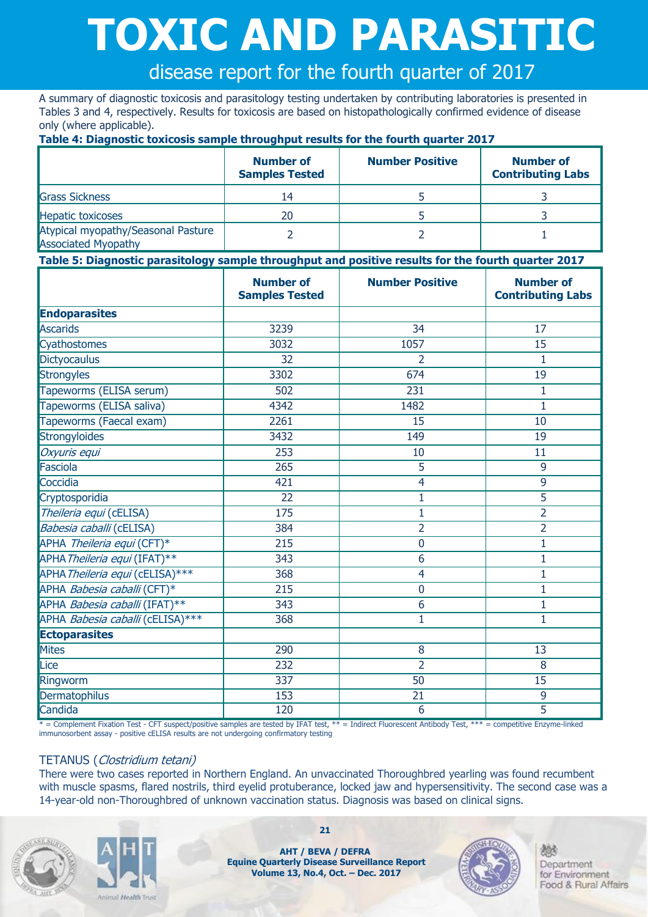# TOXIC AND PARASITIC

## disease report for the fourth quarter of 2017

A summary of diagnostic toxicosis and parasitology testing undertaken by contributing laboratories is presented in Tables 3 and 4, respectively. Results for toxicosis are based on histopathologically confirmed evidence of disease only (where applicable).

**Table 4: Diagnostic toxicosis sample throughput results for the fourth quarter 2017**

| | Number of Samples Tested | Number Positive | Number of Contributing Labs |
|---|---|---|---|
| Grass Sickness | 14 | 5 | 3 |
| Hepatic toxicoses | 20 | 5 | 3 |
| Atypical myopathy/Seasonal Pasture Associated Myopathy | 2 | 2 | 1 |

**Table 5: Diagnostic parasitology sample throughput and positive results for the fourth quarter 2017**

| | Number of Samples Tested | Number Positive | Number of Contributing Labs |
|---|---|---|---|
| **Endoparasites** | | | |
| Ascarids | 3239 | 34 | 17 |
| Cyathostomes | 3032 | 1057 | 15 |
| Dictyocaulus | 32 | 2 | 1 |
| Strongyles | 3302 | 674 | 19 |
| Tapeworms (ELISA serum) | 502 | 231 | 1 |
| Tapeworms (ELISA saliva) | 4342 | 1482 | 1 |
| Tapeworms (Faecal exam) | 2261 | 15 | 10 |
| Strongyloides | 3432 | 149 | 19 |
| *Oxyuris equi* | 253 | 10 | 11 |
| Fasciola | 265 | 5 | 9 |
| Coccidia | 421 | 4 | 9 |
| Cryptosporidia | 22 | 1 | 5 |
| *Theileria equi* (cELISA) | 175 | 1 | 2 |
| *Babesia caballi* (cELISA) | 384 | 2 | 2 |
| APHA *Theileria equi* (CFT)* | 215 | 0 | 1 |
| APHA *Theileria equi* (IFAT)** | 343 | 6 | 1 |
| APHA *Theileria equi* (cELISA)*** | 368 | 4 | 1 |
| APHA *Babesia caballi* (CFT)* | 215 | 0 | 1 |
| APHA *Babesia caballi* (IFAT)** | 343 | 6 | 1 |
| APHA *Babesia caballi* (cELISA)*** | 368 | 1 | 1 |
| **Ectoparasites** | | | |
| Mites | 290 | 8 | 13 |
| Lice | 232 | 2 | 8 |
| Ringworm | 337 | 50 | 15 |
| Dermatophilus | 153 | 21 | 9 |
| Candida | 120 | 6 | 5 |

* = Complement Fixation Test - CFT suspect/positive samples are tested by IFAT test, ** = Indirect Fluorescent Antibody Test, *** = competitive Enzyme-linked immunosorbent assay - positive cELISA results are not undergoing confirmatory testing

### TETANUS (*Clostridium tetani*)

There were two cases reported in Northern England. An unvaccinated Thoroughbred yearling was found recumbent with muscle spasms, flared nostrils, third eyelid protuberance, locked jaw and hypersensitivity. The second case was a 14-year-old non-Thoroughbred of unknown vaccination status. Diagnosis was based on clinical signs.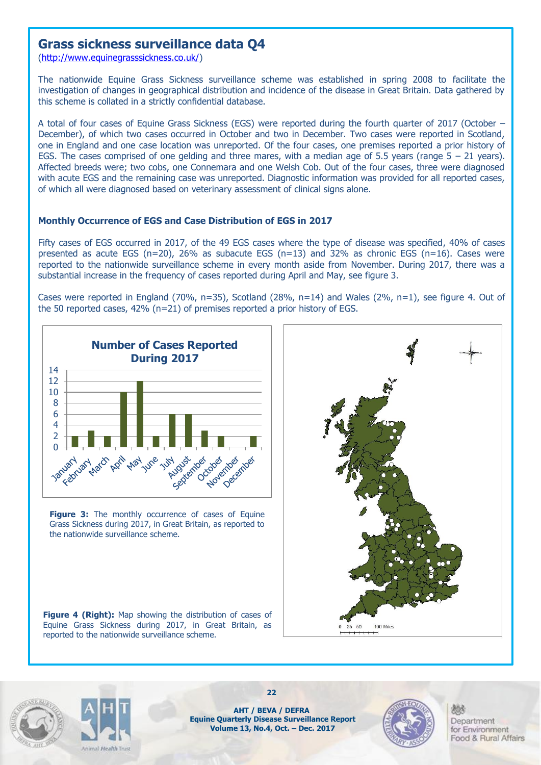## Grass sickness surveillance data Q4

(http://www.equinegrasssickness.co.uk/)

The nationwide Equine Grass Sickness surveillance scheme was established in spring 2008 to facilitate the investigation of changes in geographical distribution and incidence of the disease in Great Britain. Data gathered by this scheme is collated in a strictly confidential database.

A total of four cases of Equine Grass Sickness (EGS) were reported during the fourth quarter of 2017 (October – December), of which two cases occurred in October and two in December. Two cases were reported in Scotland, one in England and one case location was unreported. Of the four cases, one premises reported a prior history of EGS. The cases comprised of one gelding and three mares, with a median age of 5.5 years (range 5 – 21 years). Affected breeds were; two cobs, one Connemara and one Welsh Cob. Out of the four cases, three were diagnosed with acute EGS and the remaining case was unreported. Diagnostic information was provided for all reported cases, of which all were diagnosed based on veterinary assessment of clinical signs alone.

### Monthly Occurrence of EGS and Case Distribution of EGS in 2017

Fifty cases of EGS occurred in 2017, of the 49 EGS cases where the type of disease was specified, 40% of cases presented as acute EGS (n=20), 26% as subacute EGS (n=13) and 32% as chronic EGS (n=16). Cases were reported to the nationwide surveillance scheme in every month aside from November. During 2017, there was a substantial increase in the frequency of cases reported during April and May, see figure 3.

Cases were reported in England (70%, n=35), Scotland (28%, n=14) and Wales (2%, n=1), see figure 4. Out of the 50 reported cases, 42% (n=21) of premises reported a prior history of EGS.

**Number of Cases Reported During 2017**

| Month | Cases |
|---|---|
| January | 2 |
| February | 3 |
| March | 2 |
| April | 10 |
| May | 12 |
| June | 2 |
| July | 6 |
| August | 6 |
| September | 3 |
| October | 2 |
| November | 0 |
| December | 2 |

**Figure 3:** The monthly occurrence of cases of Equine Grass Sickness during 2017, in Great Britain, as reported to the nationwide surveillance scheme.

**Figure 4 (Right):** Map showing the distribution of cases of Equine Grass Sickness during 2017, in Great Britain, as reported to the nationwide surveillance scheme.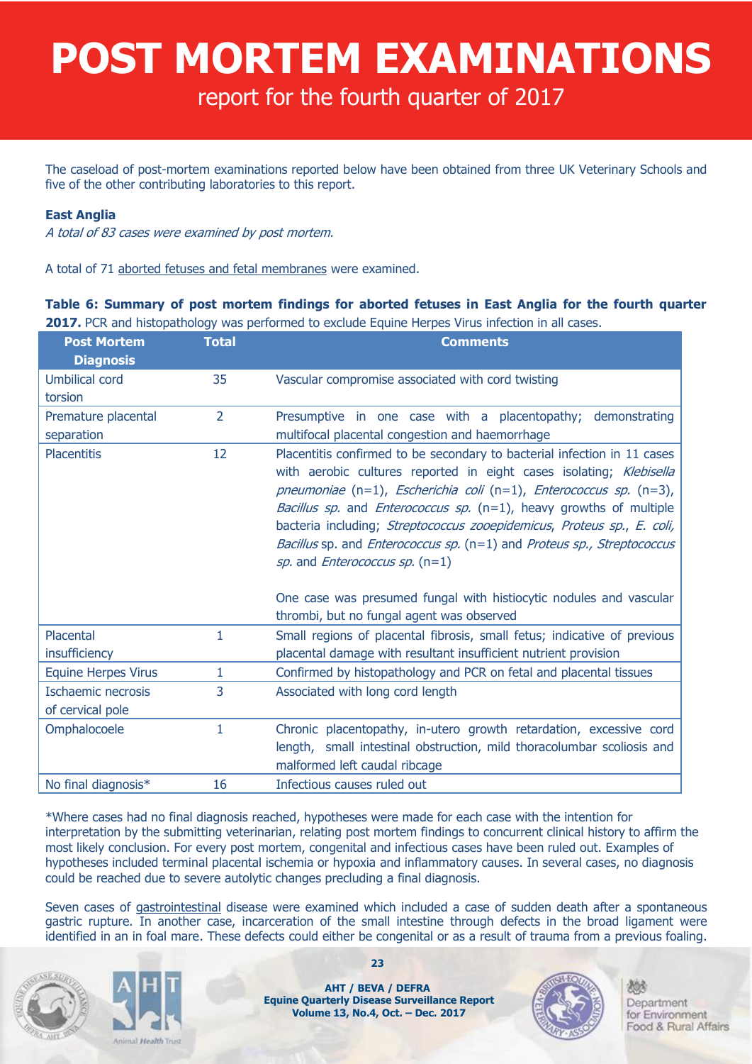# POST MORTEM EXAMINATIONS

report for the fourth quarter of 2017

The caseload of post-mortem examinations reported below have been obtained from three UK Veterinary Schools and five of the other contributing laboratories to this report.

**East Anglia**

*A total of 83 cases were examined by post mortem.*

A total of 71 aborted fetuses and fetal membranes were examined.

**Table 6: Summary of post mortem findings for aborted fetuses in East Anglia for the fourth quarter 2017.** PCR and histopathology was performed to exclude Equine Herpes Virus infection in all cases.

| Post Mortem Diagnosis | Total | Comments |
|---|---|---|
| Umbilical cord torsion | 35 | Vascular compromise associated with cord twisting |
| Premature placental separation | 2 | Presumptive in one case with a placentopathy; demonstrating multifocal placental congestion and haemorrhage |
| Placentitis | 12 | Placentitis confirmed to be secondary to bacterial infection in 11 cases with aerobic cultures reported in eight cases isolating; *Klebisella pneumoniae* (n=1), *Escherichia coli* (n=1), *Enterococcus sp.* (n=3), *Bacillus sp.* and *Enterococcus sp.* (n=1), heavy growths of multiple bacteria including; *Streptococcus zooepidemicus*, *Proteus sp.*, *E. coli, Bacillus* sp. and *Enterococcus sp.* (n=1) and *Proteus sp., Streptococcus sp.* and *Enterococcus sp.* (n=1)<br><br>One case was presumed fungal with histiocytic nodules and vascular thrombi, but no fungal agent was observed |
| Placental insufficiency | 1 | Small regions of placental fibrosis, small fetus; indicative of previous placental damage with resultant insufficient nutrient provision |
| Equine Herpes Virus | 1 | Confirmed by histopathology and PCR on fetal and placental tissues |
| Ischaemic necrosis of cervical pole | 3 | Associated with long cord length |
| Omphalocoele | 1 | Chronic placentopathy, in-utero growth retardation, excessive cord length, small intestinal obstruction, mild thoracolumbar scoliosis and malformed left caudal ribcage |
| No final diagnosis* | 16 | Infectious causes ruled out |

*Where cases had no final diagnosis reached, hypotheses were made for each case with the intention for interpretation by the submitting veterinarian, relating post mortem findings to concurrent clinical history to affirm the most likely conclusion. For every post mortem, congenital and infectious cases have been ruled out. Examples of hypotheses included terminal placental ischemia or hypoxia and inflammatory causes. In several cases, no diagnosis could be reached due to severe autolytic changes precluding a final diagnosis.

Seven cases of gastrointestinal disease were examined which included a case of sudden death after a spontaneous gastric rupture. In another case, incarceration of the small intestine through defects in the broad ligament were identified in an in foal mare. These defects could either be congenital or as a result of trauma from a previous foaling.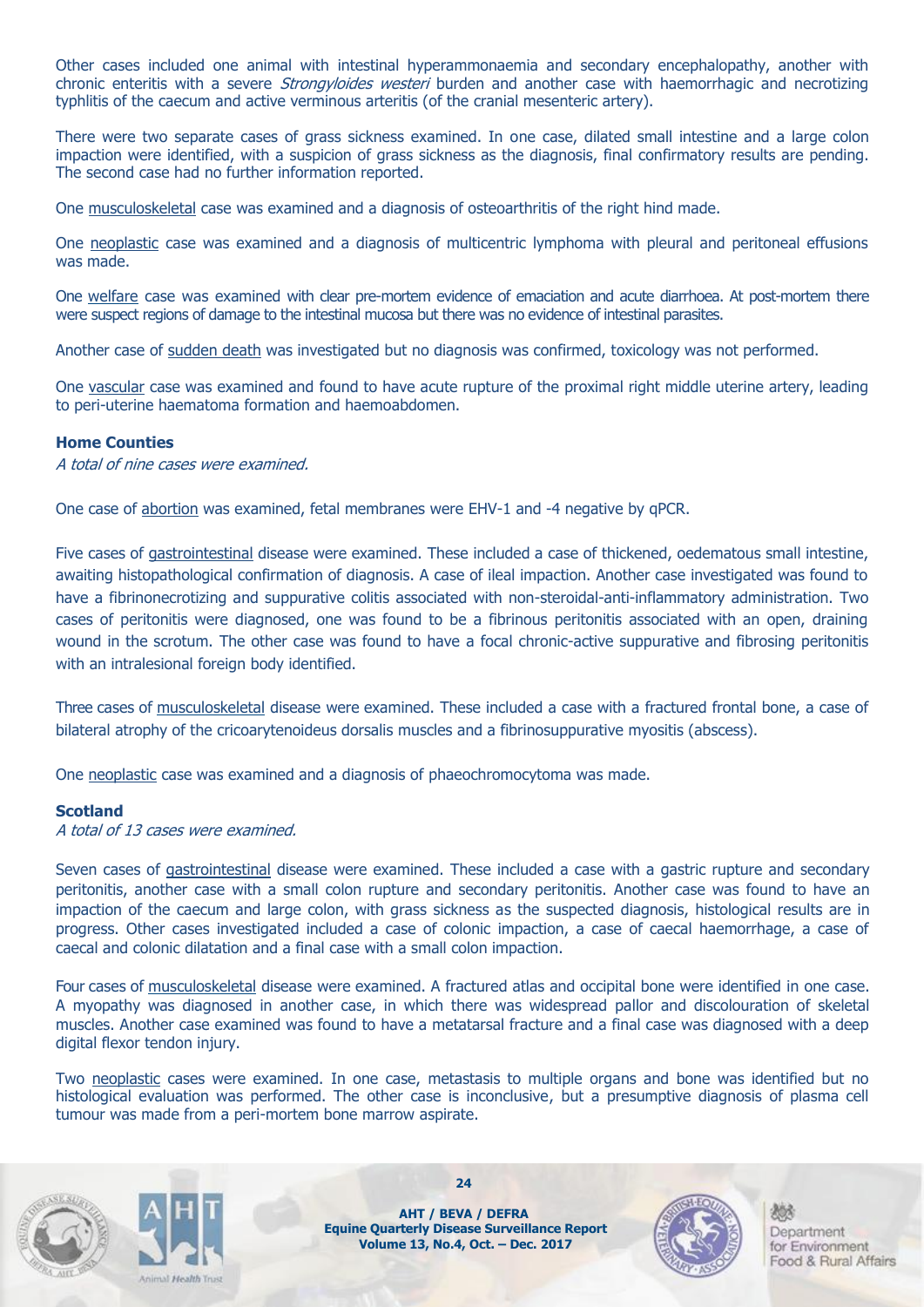Other cases included one animal with intestinal hyperammonaemia and secondary encephalopathy, another with chronic enteritis with a severe *Strongyloides westeri* burden and another case with haemorrhagic and necrotizing typhlitis of the caecum and active verminous arteritis (of the cranial mesenteric artery).

There were two separate cases of grass sickness examined. In one case, dilated small intestine and a large colon impaction were identified, with a suspicion of grass sickness as the diagnosis, final confirmatory results are pending. The second case had no further information reported.

One musculoskeletal case was examined and a diagnosis of osteoarthritis of the right hind made.

One neoplastic case was examined and a diagnosis of multicentric lymphoma with pleural and peritoneal effusions was made.

One welfare case was examined with clear pre-mortem evidence of emaciation and acute diarrhoea. At post-mortem there were suspect regions of damage to the intestinal mucosa but there was no evidence of intestinal parasites.

Another case of sudden death was investigated but no diagnosis was confirmed, toxicology was not performed.

One vascular case was examined and found to have acute rupture of the proximal right middle uterine artery, leading to peri-uterine haematoma formation and haemoabdomen.

### Home Counties

*A total of nine cases were examined.*

One case of abortion was examined, fetal membranes were EHV-1 and -4 negative by qPCR.

Five cases of gastrointestinal disease were examined. These included a case of thickened, oedematous small intestine, awaiting histopathological confirmation of diagnosis. A case of ileal impaction. Another case investigated was found to have a fibrinonecrotizing and suppurative colitis associated with non-steroidal-anti-inflammatory administration. Two cases of peritonitis were diagnosed, one was found to be a fibrinous peritonitis associated with an open, draining wound in the scrotum. The other case was found to have a focal chronic-active suppurative and fibrosing peritonitis with an intralesional foreign body identified.

Three cases of musculoskeletal disease were examined. These included a case with a fractured frontal bone, a case of bilateral atrophy of the cricoarytenoideus dorsalis muscles and a fibrinosuppurative myositis (abscess).

One neoplastic case was examined and a diagnosis of phaeochromocytoma was made.

### Scotland

*A total of 13 cases were examined.*

Seven cases of gastrointestinal disease were examined. These included a case with a gastric rupture and secondary peritonitis, another case with a small colon rupture and secondary peritonitis. Another case was found to have an impaction of the caecum and large colon, with grass sickness as the suspected diagnosis, histological results are in progress. Other cases investigated included a case of colonic impaction, a case of caecal haemorrhage, a case of caecal and colonic dilatation and a final case with a small colon impaction.

Four cases of musculoskeletal disease were examined. A fractured atlas and occipital bone were identified in one case. A myopathy was diagnosed in another case, in which there was widespread pallor and discolouration of skeletal muscles. Another case examined was found to have a metatarsal fracture and a final case was diagnosed with a deep digital flexor tendon injury.

Two neoplastic cases were examined. In one case, metastasis to multiple organs and bone was identified but no histological evaluation was performed. The other case is inconclusive, but a presumptive diagnosis of plasma cell tumour was made from a peri-mortem bone marrow aspirate.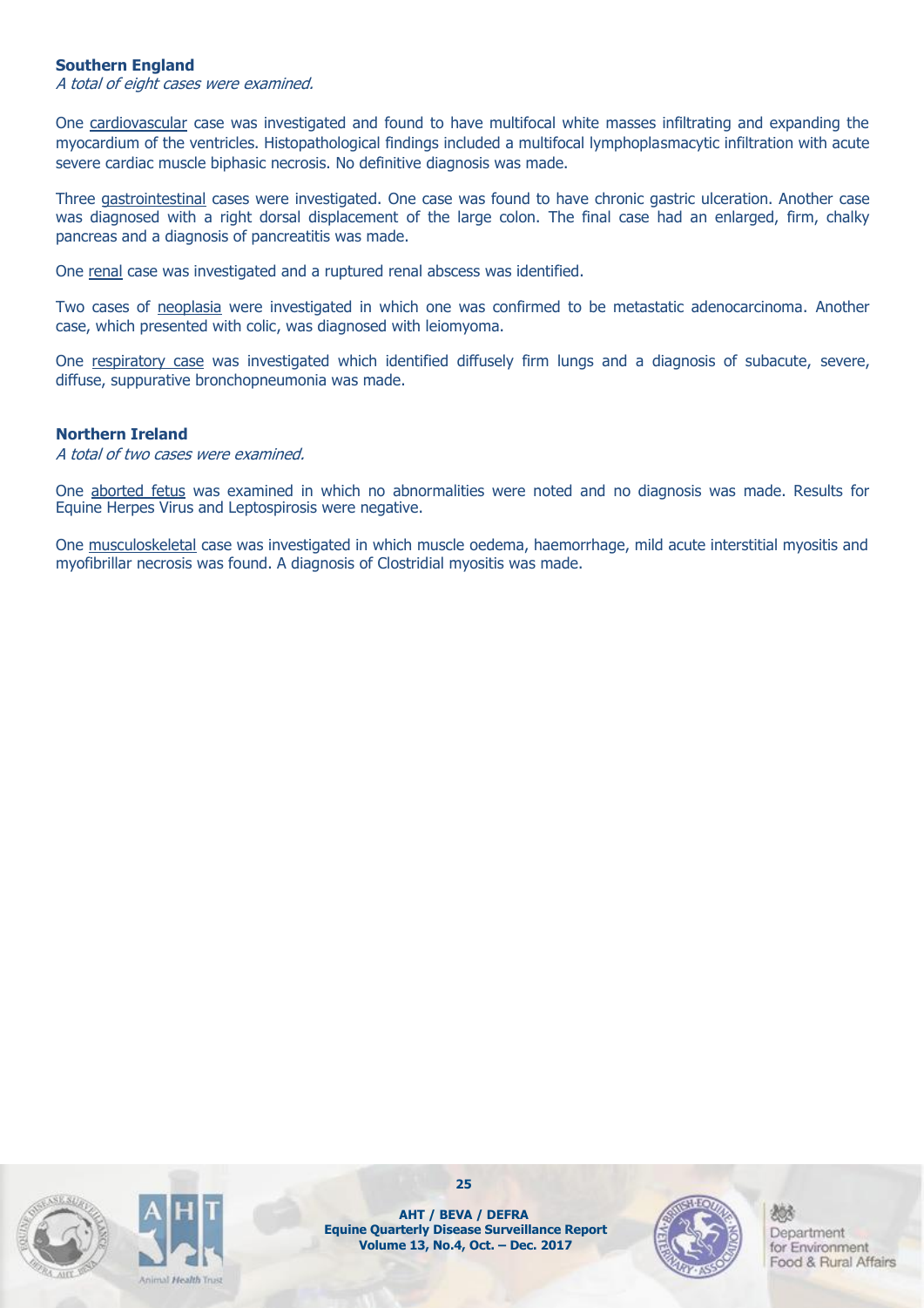### Southern England

*A total of eight cases were examined.*

One cardiovascular case was investigated and found to have multifocal white masses infiltrating and expanding the myocardium of the ventricles. Histopathological findings included a multifocal lymphoplasmacytic infiltration with acute severe cardiac muscle biphasic necrosis. No definitive diagnosis was made.

Three gastrointestinal cases were investigated. One case was found to have chronic gastric ulceration. Another case was diagnosed with a right dorsal displacement of the large colon. The final case had an enlarged, firm, chalky pancreas and a diagnosis of pancreatitis was made.

One renal case was investigated and a ruptured renal abscess was identified.

Two cases of neoplasia were investigated in which one was confirmed to be metastatic adenocarcinoma. Another case, which presented with colic, was diagnosed with leiomyoma.

One respiratory case was investigated which identified diffusely firm lungs and a diagnosis of subacute, severe, diffuse, suppurative bronchopneumonia was made.

### Northern Ireland

*A total of two cases were examined.*

One aborted fetus was examined in which no abnormalities were noted and no diagnosis was made. Results for Equine Herpes Virus and Leptospirosis were negative.

One musculoskeletal case was investigated in which muscle oedema, haemorrhage, mild acute interstitial myositis and myofibrillar necrosis was found. A diagnosis of Clostridial myositis was made.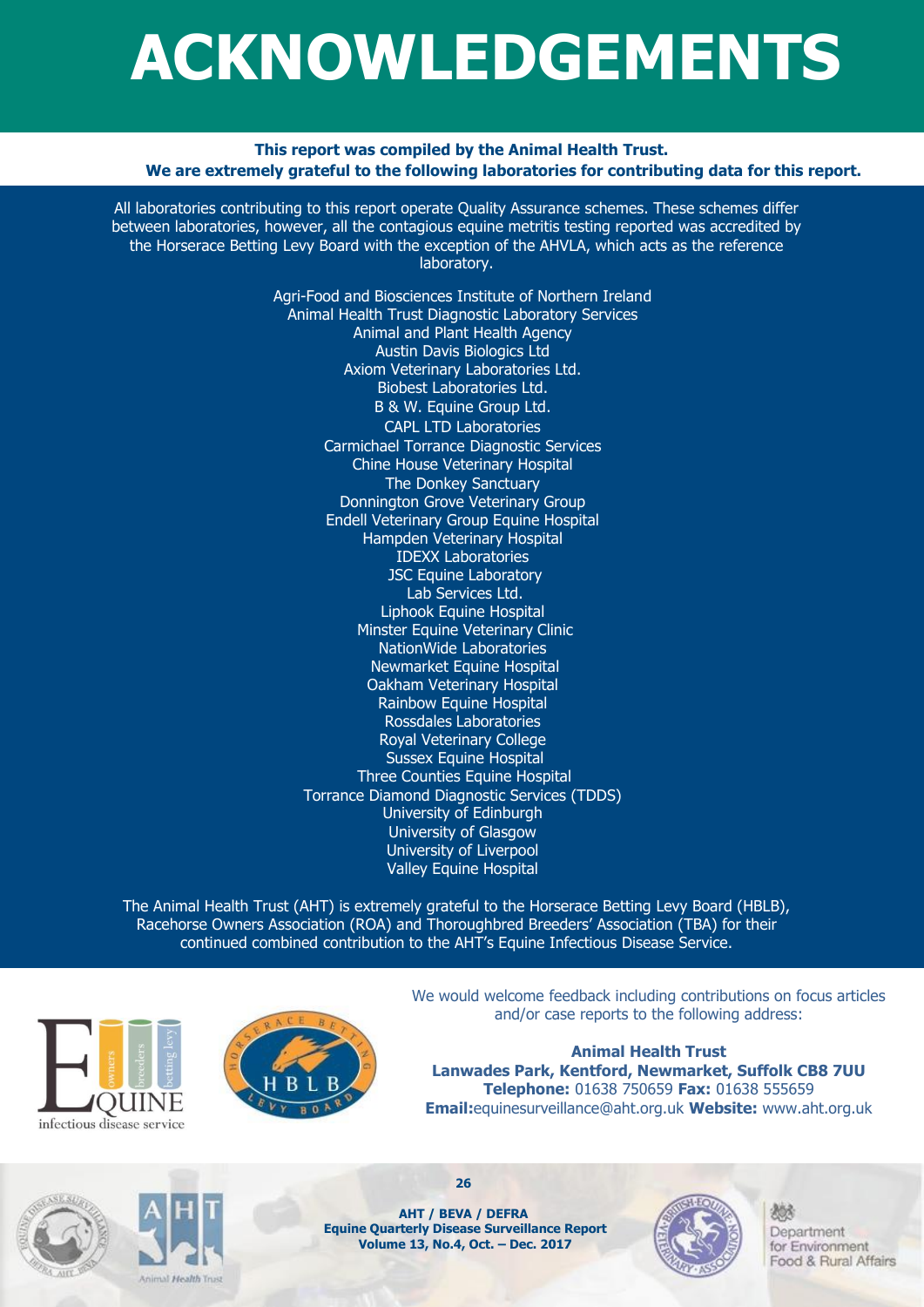# ACKNOWLEDGEMENTS

**This report was compiled by the Animal Health Trust.**
**We are extremely grateful to the following laboratories for contributing data for this report.**

All laboratories contributing to this report operate Quality Assurance schemes. These schemes differ between laboratories, however, all the contagious equine metritis testing reported was accredited by the Horserace Betting Levy Board with the exception of the AHVLA, which acts as the reference laboratory.

Agri-Food and Biosciences Institute of Northern Ireland
Animal Health Trust Diagnostic Laboratory Services
Animal and Plant Health Agency
Austin Davis Biologics Ltd
Axiom Veterinary Laboratories Ltd.
Biobest Laboratories Ltd.
B & W. Equine Group Ltd.
CAPL LTD Laboratories
Carmichael Torrance Diagnostic Services
Chine House Veterinary Hospital
The Donkey Sanctuary
Donnington Grove Veterinary Group
Endell Veterinary Group Equine Hospital
Hampden Veterinary Hospital
IDEXX Laboratories
JSC Equine Laboratory
Lab Services Ltd.
Liphook Equine Hospital
Minster Equine Veterinary Clinic
NationWide Laboratories
Newmarket Equine Hospital
Oakham Veterinary Hospital
Rainbow Equine Hospital
Rossdales Laboratories
Royal Veterinary College
Sussex Equine Hospital
Three Counties Equine Hospital
Torrance Diamond Diagnostic Services (TDDS)
University of Edinburgh
University of Glasgow
University of Liverpool
Valley Equine Hospital

The Animal Health Trust (AHT) is extremely grateful to the Horserace Betting Levy Board (HBLB), Racehorse Owners Association (ROA) and Thoroughbred Breeders' Association (TBA) for their continued combined contribution to the AHT's Equine Infectious Disease Service.

We would welcome feedback including contributions on focus articles and/or case reports to the following address:

**Animal Health Trust**
**Lanwades Park, Kentford, Newmarket, Suffolk CB8 7UU**
**Telephone:** 01638 750659 **Fax:** 01638 555659
**Email:**equinesurveillance@aht.org.uk **Website:** www.aht.org.uk